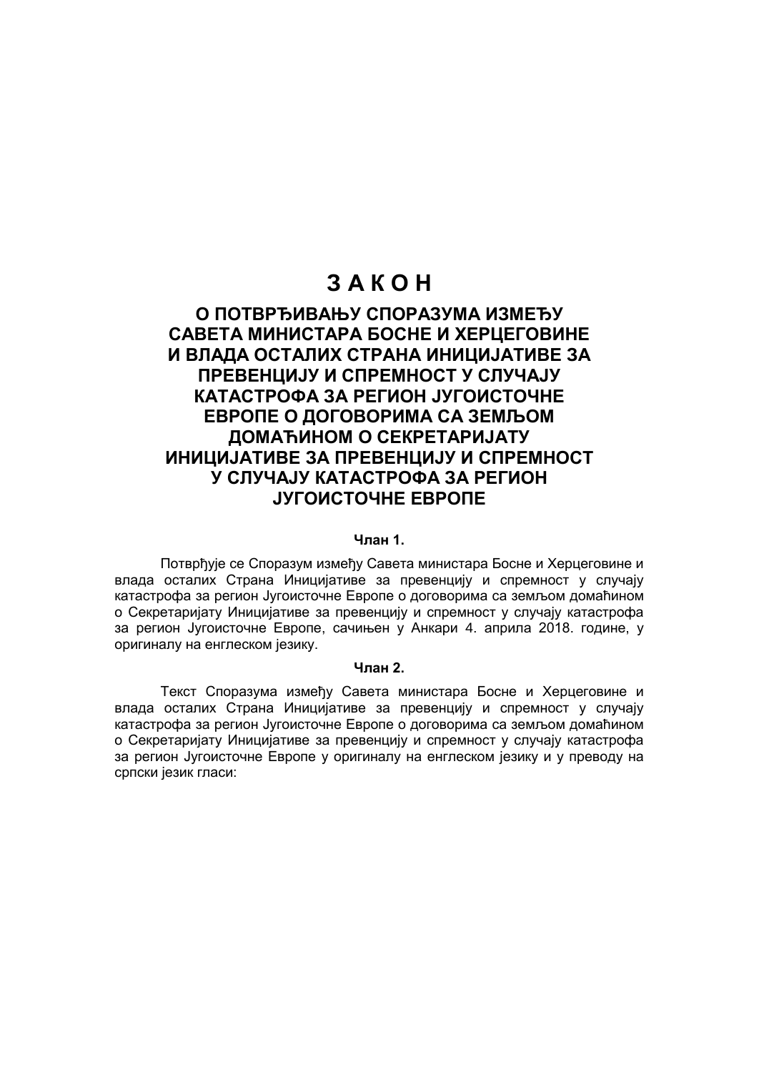# З А К О Н

## О ПОТВРЂИВАЊУ СПОРАЗУМА ИЗМЕЂУ САВЕТА МИНИСТАРА БОСНЕ И ХЕРЦЕГОВИНЕ И ВЛАДА ОСТАЛИХ СТРАНА ИНИЦИЈАТИВЕ ЗА ПРЕВЕНЦИЈУ И СПРЕМНОСТ У СЛУЧАЈУ КАТАСТРОФА ЗА РЕГИОН ЈУГОИСТОЧНЕ ЕВРОПЕ О ДОГОВОРИМА СА ЗЕМЉОМ ДОМАЋИНОМ О СЕКРЕТАРИЈАТУ ИНИЦИЈАТИВЕ ЗА ПРЕВЕНЦИЈУ И СПРЕМНОСТ У СЛУЧАЈУ КАТАСТРОФА ЗА РЕГИОН ЈУГОИСТОЧНЕ ЕВРОПЕ

**Члан 1.**

Потврђује се Споразум између Савета министара Босне и Херцеговине и влада осталих Страна Иницијативе за превенцију и спремност у случају катастрофа за регион Југоисточне Европе о договорима са земљом домаћином о Секретаријату Иницијативе за превенцију и спремност у случају катастрофа за регион Југоисточне Европе, сачињен у Анкари 4. априла 2018. године, у оригиналу на енглеском језику.

**Члан 2.**

Текст Споразума између Савета министара Босне и Херцеговине и влада осталих Страна Иницијативе за превенцију и спремност у случају катастрофа за регион Југоисточне Европе о договорима са земљом домаћином о Секретаријату Иницијативе за превенцију и спремност у случају катастрофа за регион Југоисточне Европе у оригиналу на енглеском језику и у преводу на српски језик гласи: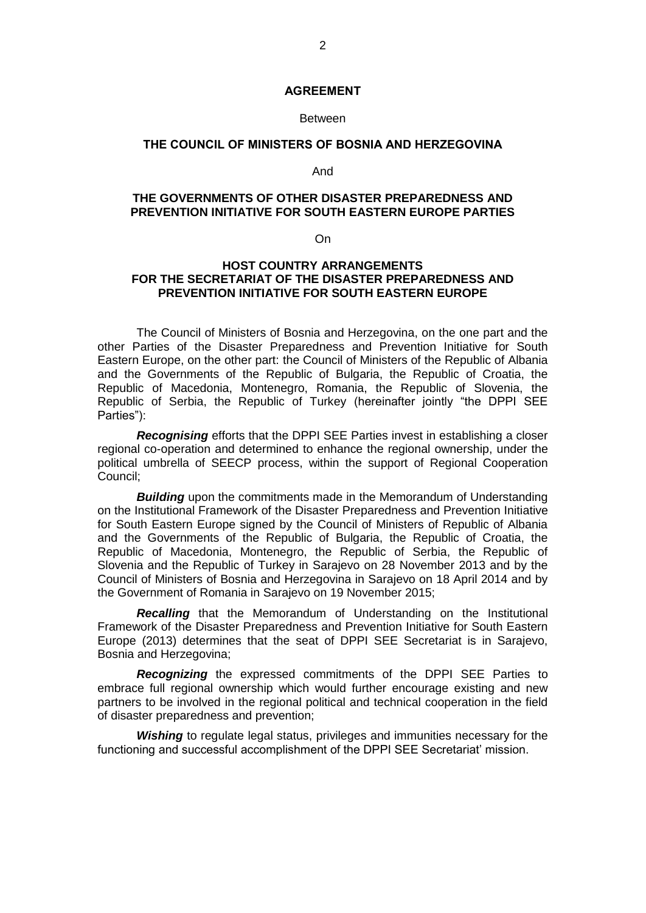**AGREEMENT**

Between

**THE COUNCIL OF MINISTERS OF BOSNIA AND HERZEGOVINA**

And

**THE GOVERNMENTS OF OTHER DISASTER PREPAREDNESS AND PREVENTION INITIATIVE FOR SOUTH EASTERN EUROPE PARTIES**

On

**HOST COUNTRY ARRANGEMENTS FOR THE SECRETARIAT OF THE DISASTER PREPAREDNESS AND PREVENTION INITIATIVE FOR SOUTH EASTERN EUROPE**

The Council of Ministers of Bosnia and Herzegovina, on the one part and the other Parties of the Disaster Preparedness and Prevention Initiative for South Eastern Europe, on the other part: the Council of Ministers of the Republic of Albania and the Governments of the Republic of Bulgaria, the Republic of Croatia, the Republic of Macedonia, Montenegro, Romania, the Republic of Slovenia, the Republic of Serbia, the Republic of Turkey (hereinafter jointly "the DPPI SEE Parties"):

***Recognising*** efforts that the DPPI SEE Parties invest in establishing a closer regional co-operation and determined to enhance the regional ownership, under the political umbrella of SEECP process, within the support of Regional Cooperation Council;

***Building*** upon the commitments made in the Memorandum of Understanding on the Institutional Framework of the Disaster Preparedness and Prevention Initiative for South Eastern Europe signed by the Council of Ministers of Republic of Albania and the Governments of the Republic of Bulgaria, the Republic of Croatia, the Republic of Macedonia, Montenegro, the Republic of Serbia, the Republic of Slovenia and the Republic of Turkey in Sarajevo on 28 November 2013 and by the Council of Ministers of Bosnia and Herzegovina in Sarajevo on 18 April 2014 and by the Government of Romania in Sarajevo on 19 November 2015;

***Recalling*** that the Memorandum of Understanding on the Institutional Framework of the Disaster Preparedness and Prevention Initiative for South Eastern Europe (2013) determines that the seat of DPPI SEE Secretariat is in Sarajevo, Bosnia and Herzegovina;

***Recognizing*** the expressed commitments of the DPPI SEE Parties to embrace full regional ownership which would further encourage existing and new partners to be involved in the regional political and technical cooperation in the field of disaster preparedness and prevention;

***Wishing*** to regulate legal status, privileges and immunities necessary for the functioning and successful accomplishment of the DPPI SEE Secretariat' mission.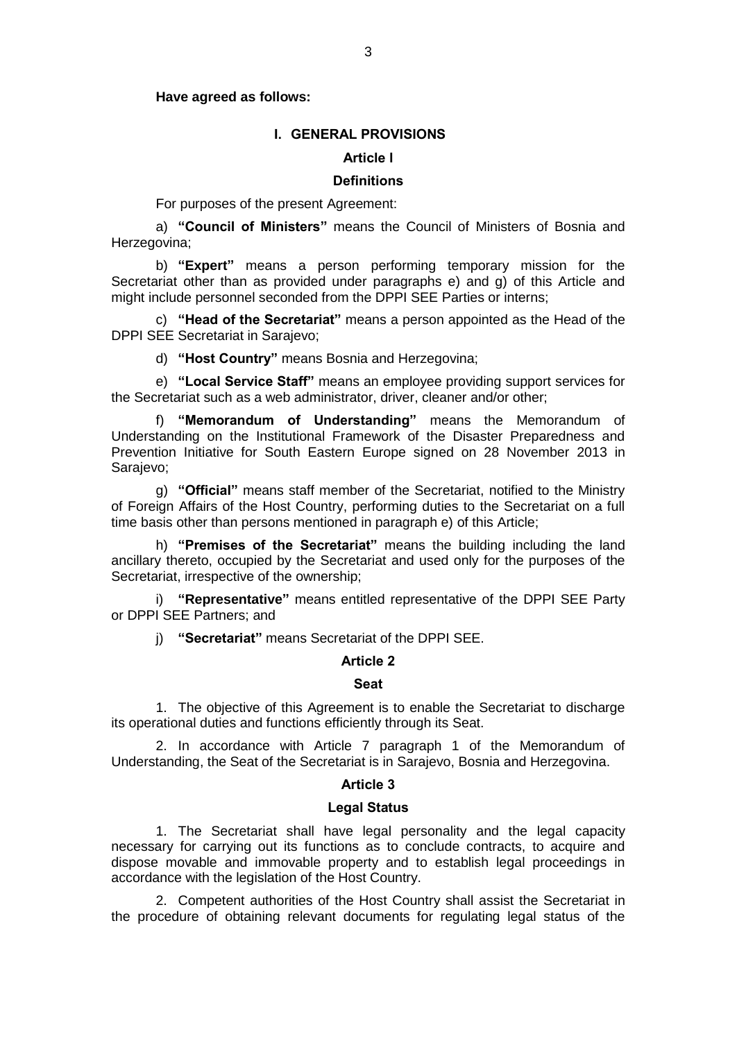**Have agreed as follows:**

## I. GENERAL PROVISIONS

### Article I

### Definitions

For purposes of the present Agreement:

a) **"Council of Ministers"** means the Council of Ministers of Bosnia and Herzegovina;

b) **"Expert"** means a person performing temporary mission for the Secretariat other than as provided under paragraphs e) and g) of this Article and might include personnel seconded from the DPPI SEE Parties or interns;

c) **"Head of the Secretariat"** means a person appointed as the Head of the DPPI SEE Secretariat in Sarajevo;

d) **"Host Country"** means Bosnia and Herzegovina;

e) **"Local Service Staff"** means an employee providing support services for the Secretariat such as a web administrator, driver, cleaner and/or other;

f) **"Memorandum of Understanding"** means the Memorandum of Understanding on the Institutional Framework of the Disaster Preparedness and Prevention Initiative for South Eastern Europe signed on 28 November 2013 in Sarajevo;

g) **"Official"** means staff member of the Secretariat, notified to the Ministry of Foreign Affairs of the Host Country, performing duties to the Secretariat on a full time basis other than persons mentioned in paragraph e) of this Article;

h) **"Premises of the Secretariat"** means the building including the land ancillary thereto, occupied by the Secretariat and used only for the purposes of the Secretariat, irrespective of the ownership;

i) **"Representative"** means entitled representative of the DPPI SEE Party or DPPI SEE Partners; and

j) **"Secretariat"** means Secretariat of the DPPI SEE.

### Article 2

### Seat

1. The objective of this Agreement is to enable the Secretariat to discharge its operational duties and functions efficiently through its Seat.

2. In accordance with Article 7 paragraph 1 of the Memorandum of Understanding, the Seat of the Secretariat is in Sarajevo, Bosnia and Herzegovina.

### Article 3

### Legal Status

1. The Secretariat shall have legal personality and the legal capacity necessary for carrying out its functions as to conclude contracts, to acquire and dispose movable and immovable property and to establish legal proceedings in accordance with the legislation of the Host Country.

2. Competent authorities of the Host Country shall assist the Secretariat in the procedure of obtaining relevant documents for regulating legal status of the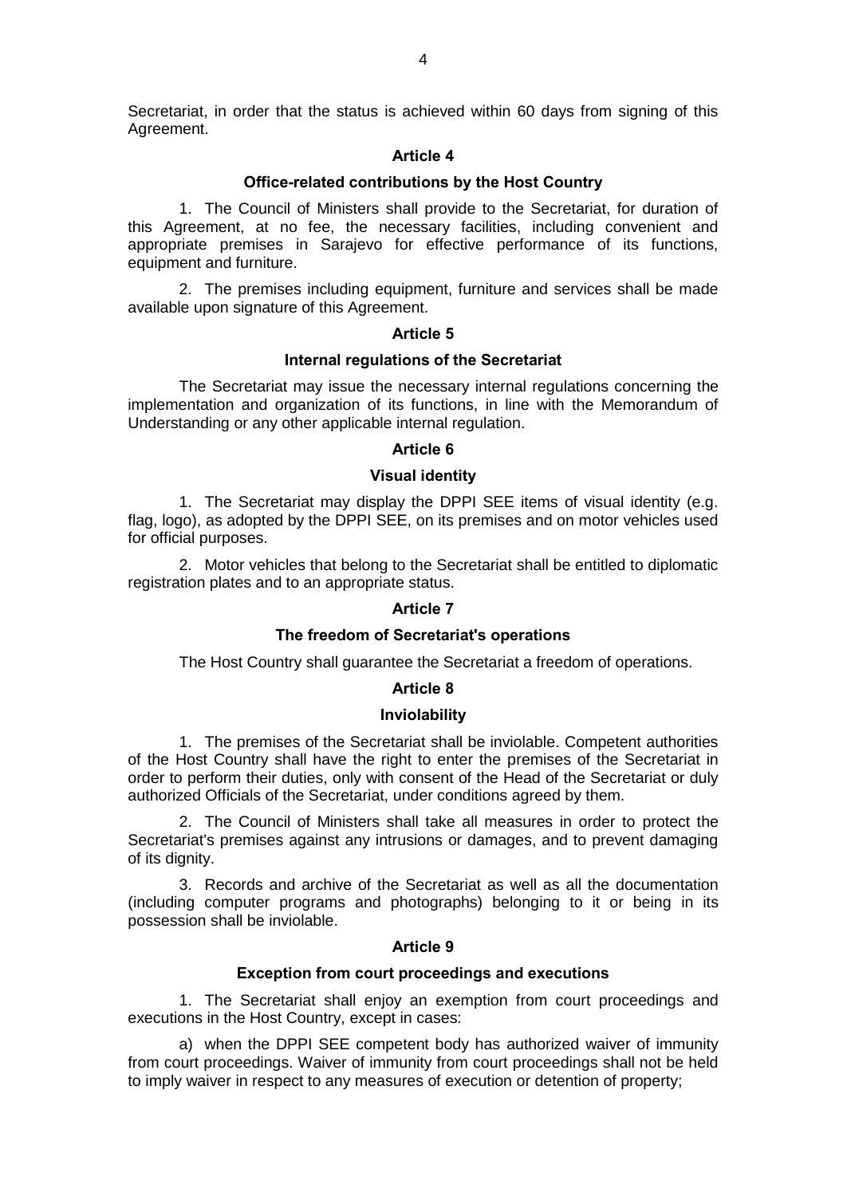Secretariat, in order that the status is achieved within 60 days from signing of this Agreement.

### Article 4

### Office-related contributions by the Host Country

1. The Council of Ministers shall provide to the Secretariat, for duration of this Agreement, at no fee, the necessary facilities, including convenient and appropriate premises in Sarajevo for effective performance of its functions, equipment and furniture.

2. The premises including equipment, furniture and services shall be made available upon signature of this Agreement.

### Article 5

### Internal regulations of the Secretariat

The Secretariat may issue the necessary internal regulations concerning the implementation and organization of its functions, in line with the Memorandum of Understanding or any other applicable internal regulation.

### Article 6

### Visual identity

1. The Secretariat may display the DPPI SEE items of visual identity (e.g. flag, logo), as adopted by the DPPI SEE, on its premises and on motor vehicles used for official purposes.

2. Motor vehicles that belong to the Secretariat shall be entitled to diplomatic registration plates and to an appropriate status.

### Article 7

### The freedom of Secretariat's operations

The Host Country shall guarantee the Secretariat a freedom of operations.

### Article 8

### Inviolability

1. The premises of the Secretariat shall be inviolable. Competent authorities of the Host Country shall have the right to enter the premises of the Secretariat in order to perform their duties, only with consent of the Head of the Secretariat or duly authorized Officials of the Secretariat, under conditions agreed by them.

2. The Council of Ministers shall take all measures in order to protect the Secretariat's premises against any intrusions or damages, and to prevent damaging of its dignity.

3. Records and archive of the Secretariat as well as all the documentation (including computer programs and photographs) belonging to it or being in its possession shall be inviolable.

### Article 9

### Exception from court proceedings and executions

1. The Secretariat shall enjoy an exemption from court proceedings and executions in the Host Country, except in cases:

a) when the DPPI SEE competent body has authorized waiver of immunity from court proceedings. Waiver of immunity from court proceedings shall not be held to imply waiver in respect to any measures of execution or detention of property;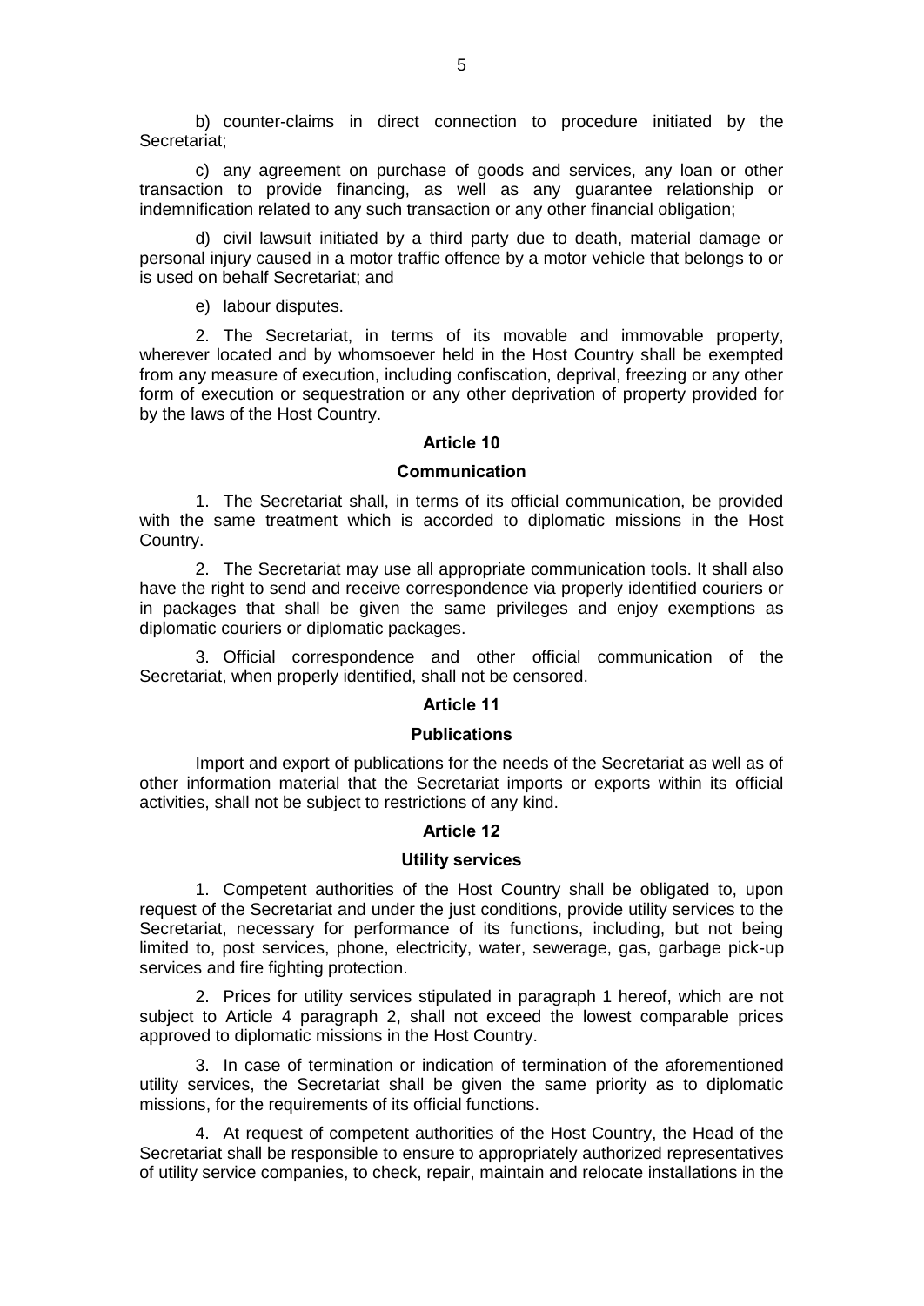b) counter-claims in direct connection to procedure initiated by the Secretariat;

c) any agreement on purchase of goods and services, any loan or other transaction to provide financing, as well as any guarantee relationship or indemnification related to any such transaction or any other financial obligation;

d) civil lawsuit initiated by a third party due to death, material damage or personal injury caused in a motor traffic offence by a motor vehicle that belongs to or is used on behalf Secretariat; and

e) labour disputes.

2. The Secretariat, in terms of its movable and immovable property, wherever located and by whomsoever held in the Host Country shall be exempted from any measure of execution, including confiscation, deprival, freezing or any other form of execution or sequestration or any other deprivation of property provided for by the laws of the Host Country.

## Article 10

### Communication

1. The Secretariat shall, in terms of its official communication, be provided with the same treatment which is accorded to diplomatic missions in the Host Country.

2. The Secretariat may use all appropriate communication tools. It shall also have the right to send and receive correspondence via properly identified couriers or in packages that shall be given the same privileges and enjoy exemptions as diplomatic couriers or diplomatic packages.

3. Official correspondence and other official communication of the Secretariat, when properly identified, shall not be censored.

## Article 11

### Publications

Import and export of publications for the needs of the Secretariat as well as of other information material that the Secretariat imports or exports within its official activities, shall not be subject to restrictions of any kind.

## Article 12

### Utility services

1. Competent authorities of the Host Country shall be obligated to, upon request of the Secretariat and under the just conditions, provide utility services to the Secretariat, necessary for performance of its functions, including, but not being limited to, post services, phone, electricity, water, sewerage, gas, garbage pick-up services and fire fighting protection.

2. Prices for utility services stipulated in paragraph 1 hereof, which are not subject to Article 4 paragraph 2, shall not exceed the lowest comparable prices approved to diplomatic missions in the Host Country.

3. In case of termination or indication of termination of the aforementioned utility services, the Secretariat shall be given the same priority as to diplomatic missions, for the requirements of its official functions.

4. At request of competent authorities of the Host Country, the Head of the Secretariat shall be responsible to ensure to appropriately authorized representatives of utility service companies, to check, repair, maintain and relocate installations in the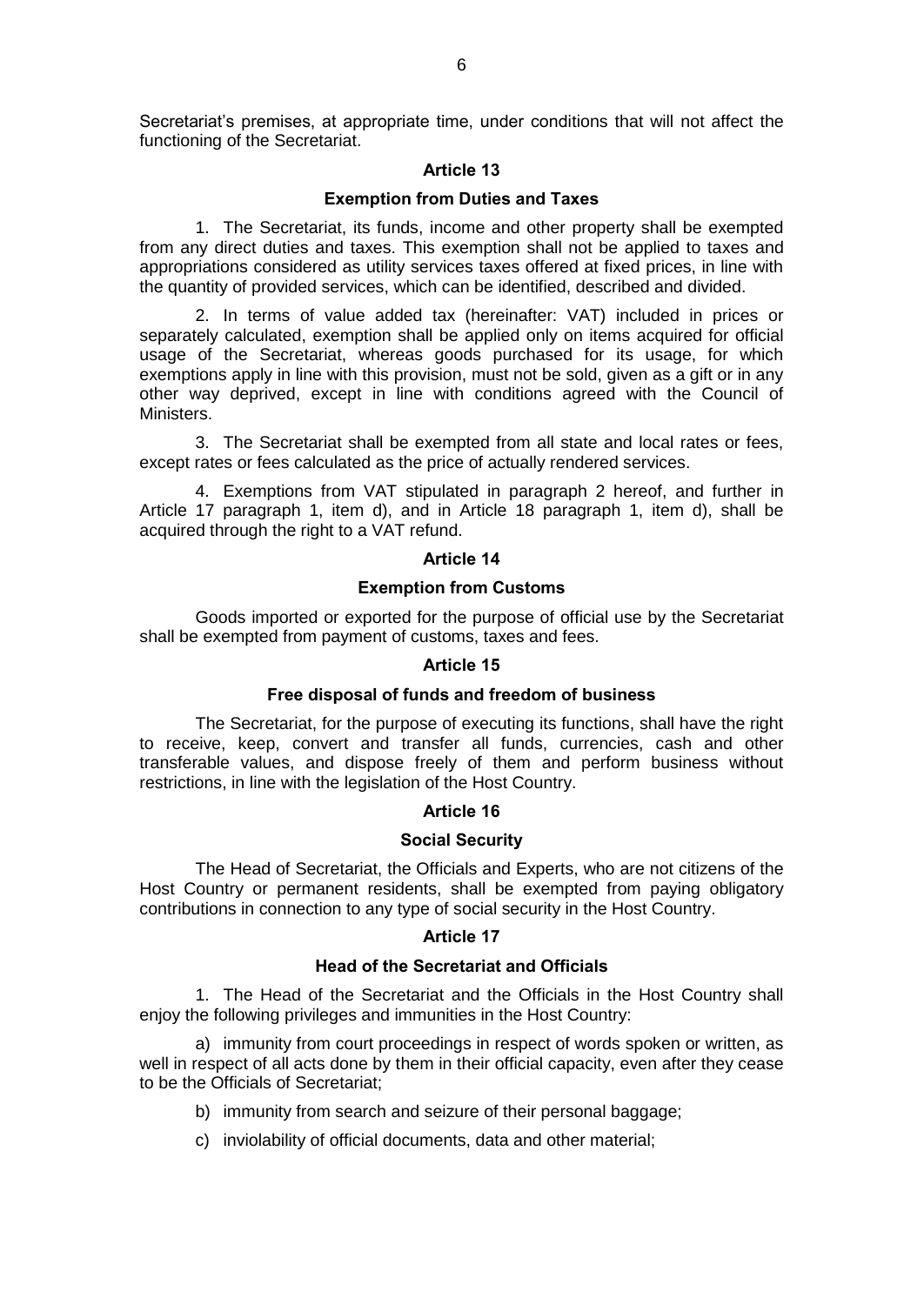Secretariat's premises, at appropriate time, under conditions that will not affect the functioning of the Secretariat.

### Article 13

### Exemption from Duties and Taxes

1. The Secretariat, its funds, income and other property shall be exempted from any direct duties and taxes. This exemption shall not be applied to taxes and appropriations considered as utility services taxes offered at fixed prices, in line with the quantity of provided services, which can be identified, described and divided.

2. In terms of value added tax (hereinafter: VAT) included in prices or separately calculated, exemption shall be applied only on items acquired for official usage of the Secretariat, whereas goods purchased for its usage, for which exemptions apply in line with this provision, must not be sold, given as a gift or in any other way deprived, except in line with conditions agreed with the Council of Ministers.

3. The Secretariat shall be exempted from all state and local rates or fees, except rates or fees calculated as the price of actually rendered services.

4. Exemptions from VAT stipulated in paragraph 2 hereof, and further in Article 17 paragraph 1, item d), and in Article 18 paragraph 1, item d), shall be acquired through the right to a VAT refund.

### Article 14

### Exemption from Customs

Goods imported or exported for the purpose of official use by the Secretariat shall be exempted from payment of customs, taxes and fees.

### Article 15

### Free disposal of funds and freedom of business

The Secretariat, for the purpose of executing its functions, shall have the right to receive, keep, convert and transfer all funds, currencies, cash and other transferable values, and dispose freely of them and perform business without restrictions, in line with the legislation of the Host Country.

### Article 16

### Social Security

The Head of Secretariat, the Officials and Experts, who are not citizens of the Host Country or permanent residents, shall be exempted from paying obligatory contributions in connection to any type of social security in the Host Country.

### Article 17

### Head of the Secretariat and Officials

1. The Head of the Secretariat and the Officials in the Host Country shall enjoy the following privileges and immunities in the Host Country:

a) immunity from court proceedings in respect of words spoken or written, as well in respect of all acts done by them in their official capacity, even after they cease to be the Officials of Secretariat;

b) immunity from search and seizure of their personal baggage;

c) inviolability of official documents, data and other material;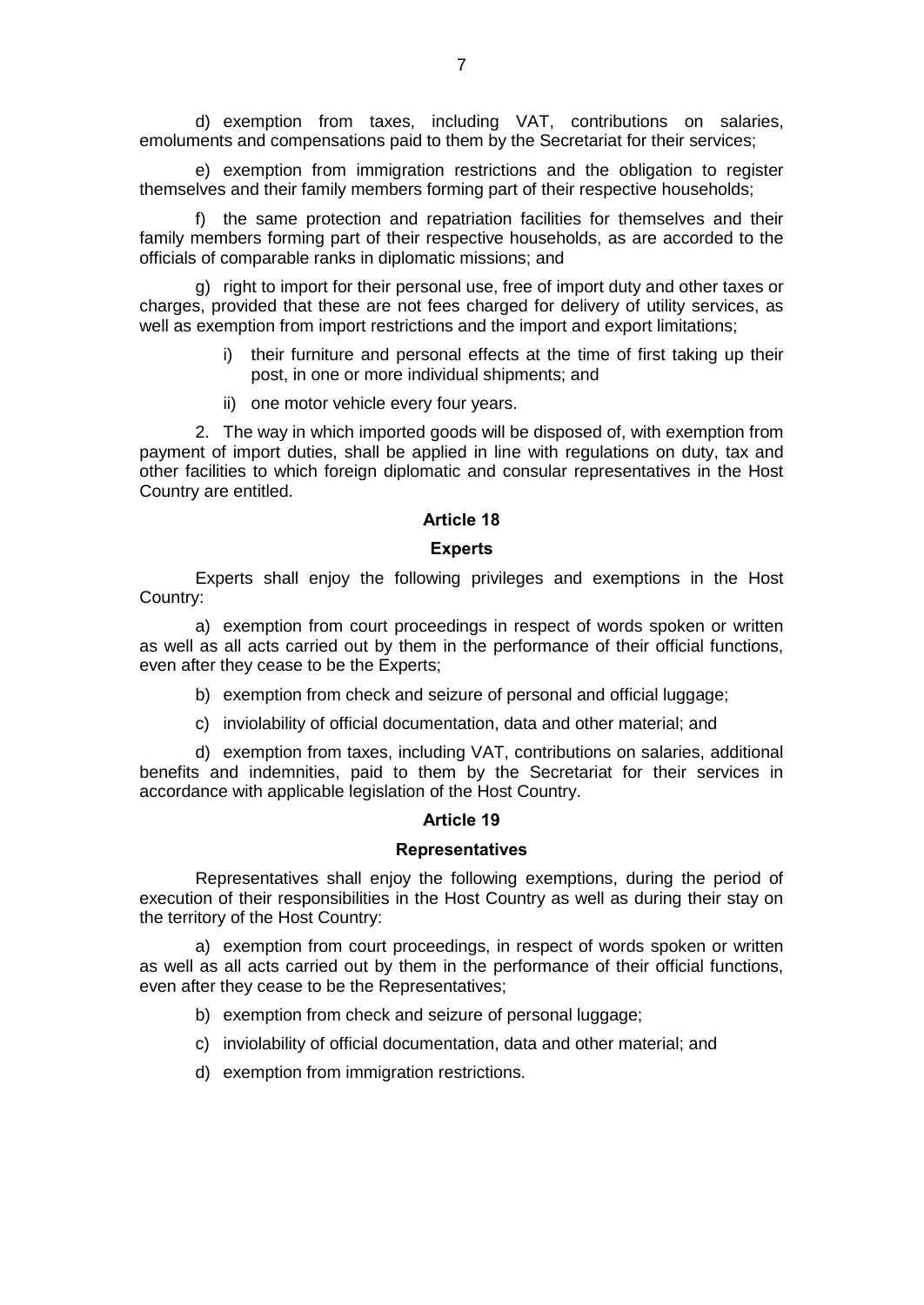d) exemption from taxes, including VAT, contributions on salaries, emoluments and compensations paid to them by the Secretariat for their services;

e) exemption from immigration restrictions and the obligation to register themselves and their family members forming part of their respective households;

f) the same protection and repatriation facilities for themselves and their family members forming part of their respective households, as are accorded to the officials of comparable ranks in diplomatic missions; and

g) right to import for their personal use, free of import duty and other taxes or charges, provided that these are not fees charged for delivery of utility services, as well as exemption from import restrictions and the import and export limitations;

i) their furniture and personal effects at the time of first taking up their post, in one or more individual shipments; and

ii) one motor vehicle every four years.

2. The way in which imported goods will be disposed of, with exemption from payment of import duties, shall be applied in line with regulations on duty, tax and other facilities to which foreign diplomatic and consular representatives in the Host Country are entitled.

**Article 18**

**Experts**

Experts shall enjoy the following privileges and exemptions in the Host Country:

a) exemption from court proceedings in respect of words spoken or written as well as all acts carried out by them in the performance of their official functions, even after they cease to be the Experts;

b) exemption from check and seizure of personal and official luggage;

c) inviolability of official documentation, data and other material; and

d) exemption from taxes, including VAT, contributions on salaries, additional benefits and indemnities, paid to them by the Secretariat for their services in accordance with applicable legislation of the Host Country.

**Article 19**

**Representatives**

Representatives shall enjoy the following exemptions, during the period of execution of their responsibilities in the Host Country as well as during their stay on the territory of the Host Country:

a) exemption from court proceedings, in respect of words spoken or written as well as all acts carried out by them in the performance of their official functions, even after they cease to be the Representatives;

b) exemption from check and seizure of personal luggage;

c) inviolability of official documentation, data and other material; and

d) exemption from immigration restrictions.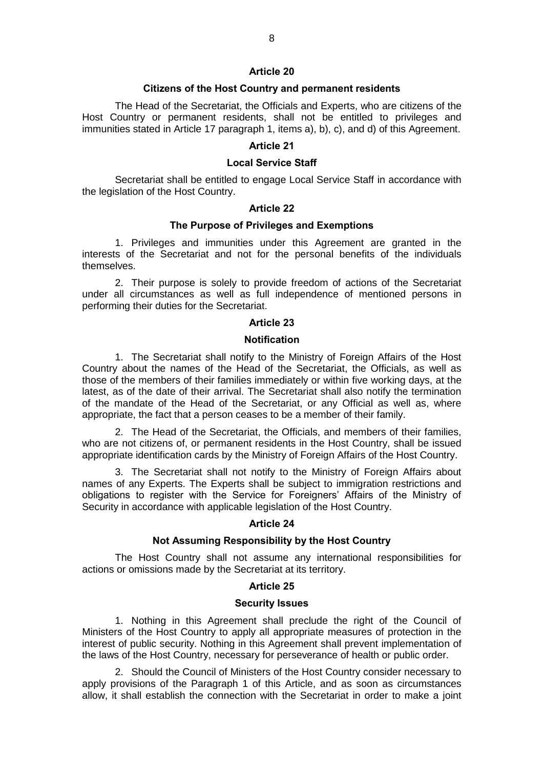## Article 20

### Citizens of the Host Country and permanent residents

The Head of the Secretariat, the Officials and Experts, who are citizens of the Host Country or permanent residents, shall not be entitled to privileges and immunities stated in Article 17 paragraph 1, items a), b), c), and d) of this Agreement.

## Article 21

### Local Service Staff

Secretariat shall be entitled to engage Local Service Staff in accordance with the legislation of the Host Country.

## Article 22

### The Purpose of Privileges and Exemptions

1. Privileges and immunities under this Agreement are granted in the interests of the Secretariat and not for the personal benefits of the individuals themselves.

2. Their purpose is solely to provide freedom of actions of the Secretariat under all circumstances as well as full independence of mentioned persons in performing their duties for the Secretariat.

## Article 23

### Notification

1. The Secretariat shall notify to the Ministry of Foreign Affairs of the Host Country about the names of the Head of the Secretariat, the Officials, as well as those of the members of their families immediately or within five working days, at the latest, as of the date of their arrival. The Secretariat shall also notify the termination of the mandate of the Head of the Secretariat, or any Official as well as, where appropriate, the fact that a person ceases to be a member of their family.

2. The Head of the Secretariat, the Officials, and members of their families, who are not citizens of, or permanent residents in the Host Country, shall be issued appropriate identification cards by the Ministry of Foreign Affairs of the Host Country.

3. The Secretariat shall not notify to the Ministry of Foreign Affairs about names of any Experts. The Experts shall be subject to immigration restrictions and obligations to register with the Service for Foreigners' Affairs of the Ministry of Security in accordance with applicable legislation of the Host Country.

## Article 24

### Not Assuming Responsibility by the Host Country

The Host Country shall not assume any international responsibilities for actions or omissions made by the Secretariat at its territory.

## Article 25

### Security Issues

1. Nothing in this Agreement shall preclude the right of the Council of Ministers of the Host Country to apply all appropriate measures of protection in the interest of public security. Nothing in this Agreement shall prevent implementation of the laws of the Host Country, necessary for perseverance of health or public order.

2. Should the Council of Ministers of the Host Country consider necessary to apply provisions of the Paragraph 1 of this Article, and as soon as circumstances allow, it shall establish the connection with the Secretariat in order to make a joint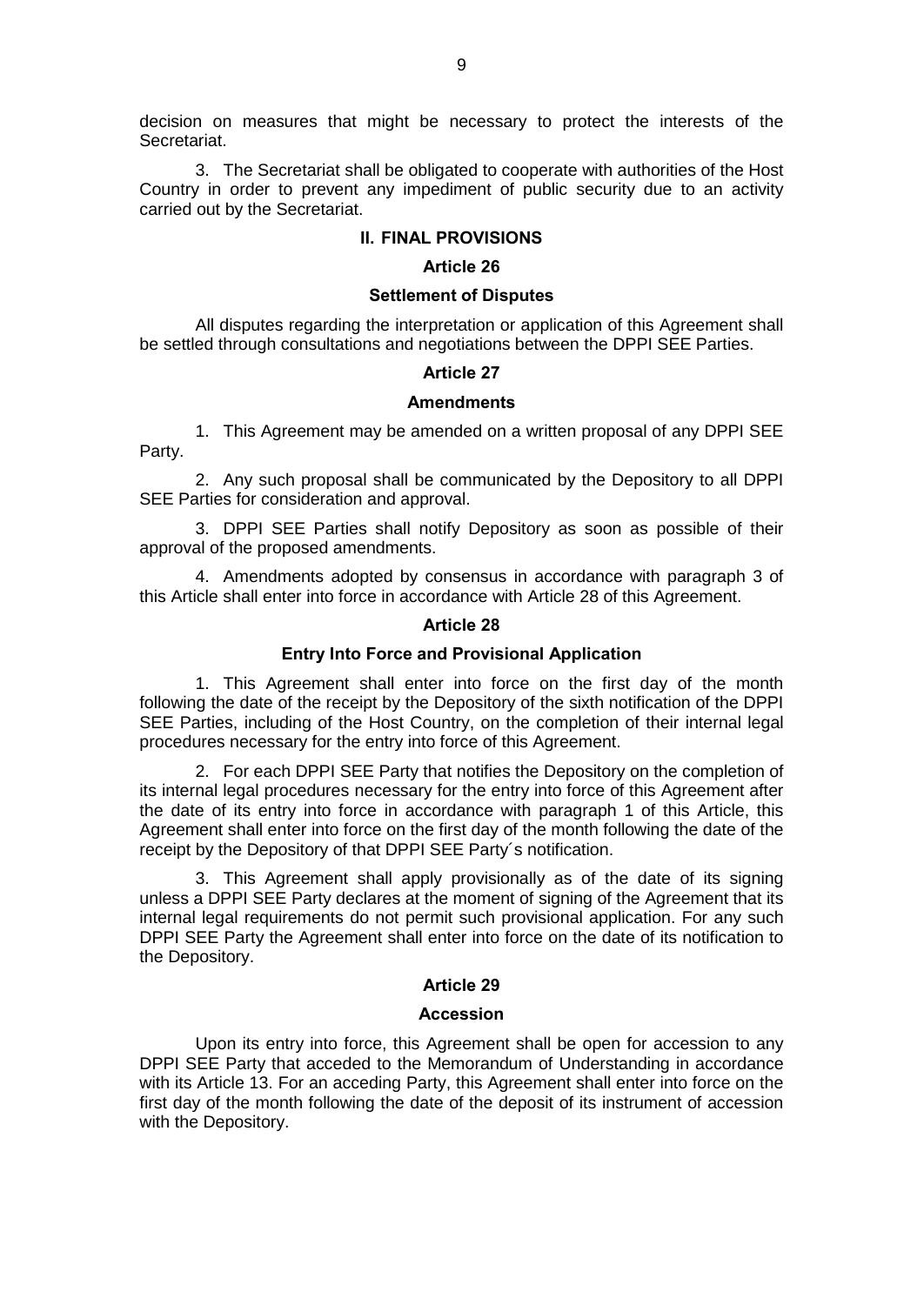decision on measures that might be necessary to protect the interests of the Secretariat.

3. The Secretariat shall be obligated to cooperate with authorities of the Host Country in order to prevent any impediment of public security due to an activity carried out by the Secretariat.

## II. FINAL PROVISIONS

### Article 26

### Settlement of Disputes

All disputes regarding the interpretation or application of this Agreement shall be settled through consultations and negotiations between the DPPI SEE Parties.

### Article 27

### Amendments

1. This Agreement may be amended on a written proposal of any DPPI SEE Party.

2. Any such proposal shall be communicated by the Depository to all DPPI SEE Parties for consideration and approval.

3. DPPI SEE Parties shall notify Depository as soon as possible of their approval of the proposed amendments.

4. Amendments adopted by consensus in accordance with paragraph 3 of this Article shall enter into force in accordance with Article 28 of this Agreement.

### Article 28

### Entry Into Force and Provisional Application

1. This Agreement shall enter into force on the first day of the month following the date of the receipt by the Depository of the sixth notification of the DPPI SEE Parties, including of the Host Country, on the completion of their internal legal procedures necessary for the entry into force of this Agreement.

2. For each DPPI SEE Party that notifies the Depository on the completion of its internal legal procedures necessary for the entry into force of this Agreement after the date of its entry into force in accordance with paragraph 1 of this Article, this Agreement shall enter into force on the first day of the month following the date of the receipt by the Depository of that DPPI SEE Party´s notification.

3. This Agreement shall apply provisionally as of the date of its signing unless a DPPI SEE Party declares at the moment of signing of the Agreement that its internal legal requirements do not permit such provisional application. For any such DPPI SEE Party the Agreement shall enter into force on the date of its notification to the Depository.

### Article 29

### Accession

Upon its entry into force, this Agreement shall be open for accession to any DPPI SEE Party that acceded to the Memorandum of Understanding in accordance with its Article 13. For an acceding Party, this Agreement shall enter into force on the first day of the month following the date of the deposit of its instrument of accession with the Depository.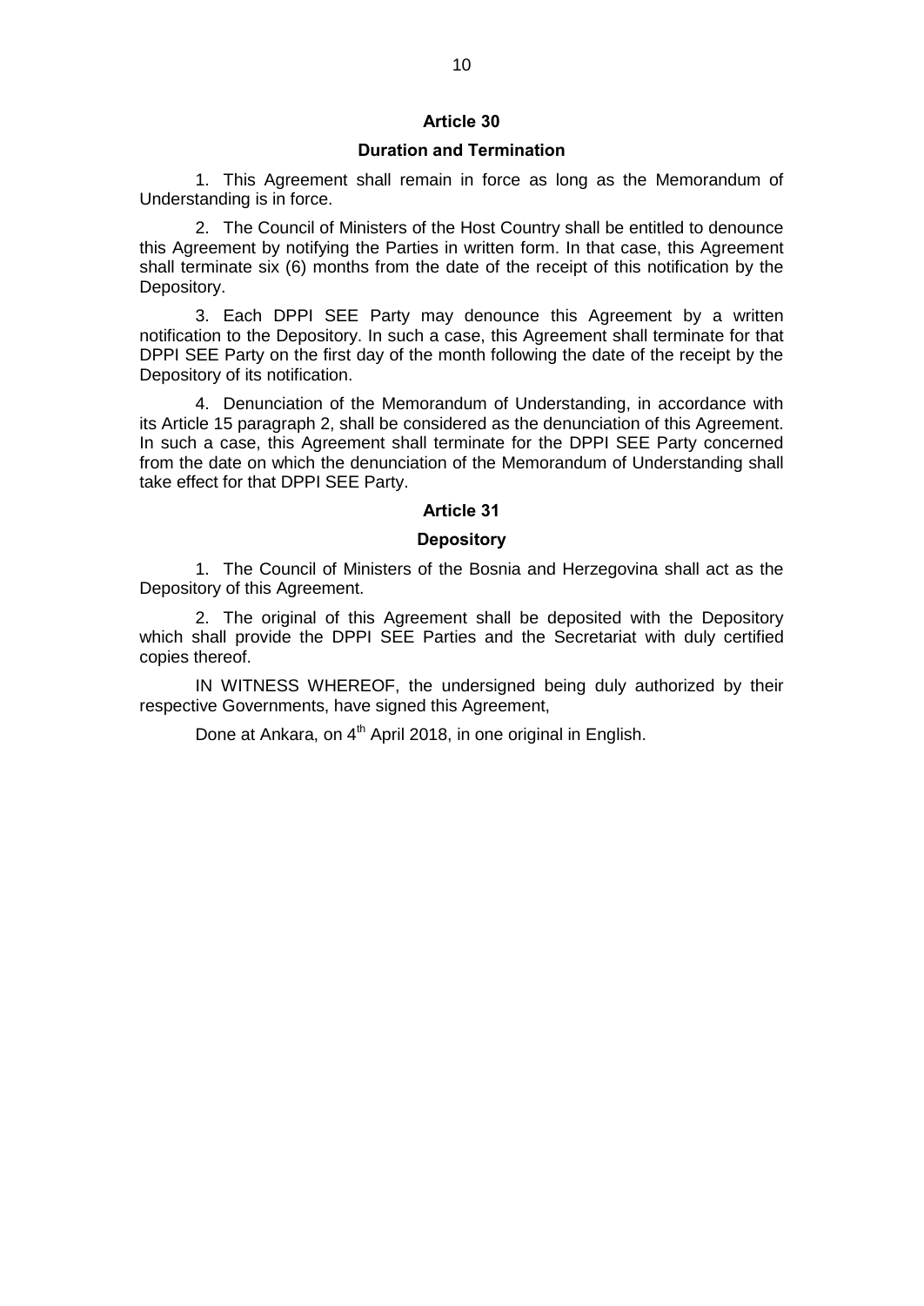## Article 30

### Duration and Termination

1. This Agreement shall remain in force as long as the Memorandum of Understanding is in force.

2. The Council of Ministers of the Host Country shall be entitled to denounce this Agreement by notifying the Parties in written form. In that case, this Agreement shall terminate six (6) months from the date of the receipt of this notification by the Depository.

3. Each DPPI SEE Party may denounce this Agreement by a written notification to the Depository. In such a case, this Agreement shall terminate for that DPPI SEE Party on the first day of the month following the date of the receipt by the Depository of its notification.

4. Denunciation of the Memorandum of Understanding, in accordance with its Article 15 paragraph 2, shall be considered as the denunciation of this Agreement. In such a case, this Agreement shall terminate for the DPPI SEE Party concerned from the date on which the denunciation of the Memorandum of Understanding shall take effect for that DPPI SEE Party.

## Article 31

### Depository

1. The Council of Ministers of the Bosnia and Herzegovina shall act as the Depository of this Agreement.

2. The original of this Agreement shall be deposited with the Depository which shall provide the DPPI SEE Parties and the Secretariat with duly certified copies thereof.

IN WITNESS WHEREOF, the undersigned being duly authorized by their respective Governments, have signed this Agreement,

Done at Ankara, on 4th April 2018, in one original in English.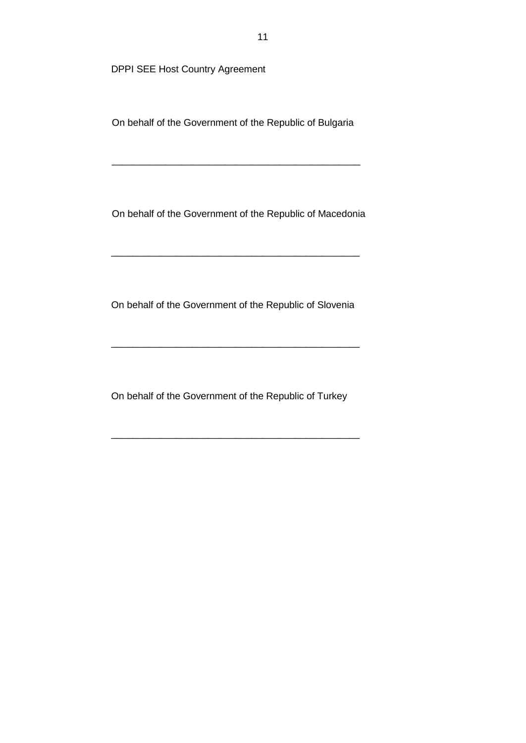DPPI SEE Host Country Agreement

On behalf of the Government of the Republic of Bulgaria

______________________________________________

On behalf of the Government of the Republic of Macedonia

______________________________________________

On behalf of the Government of the Republic of Slovenia

______________________________________________

On behalf of the Government of the Republic of Turkey

______________________________________________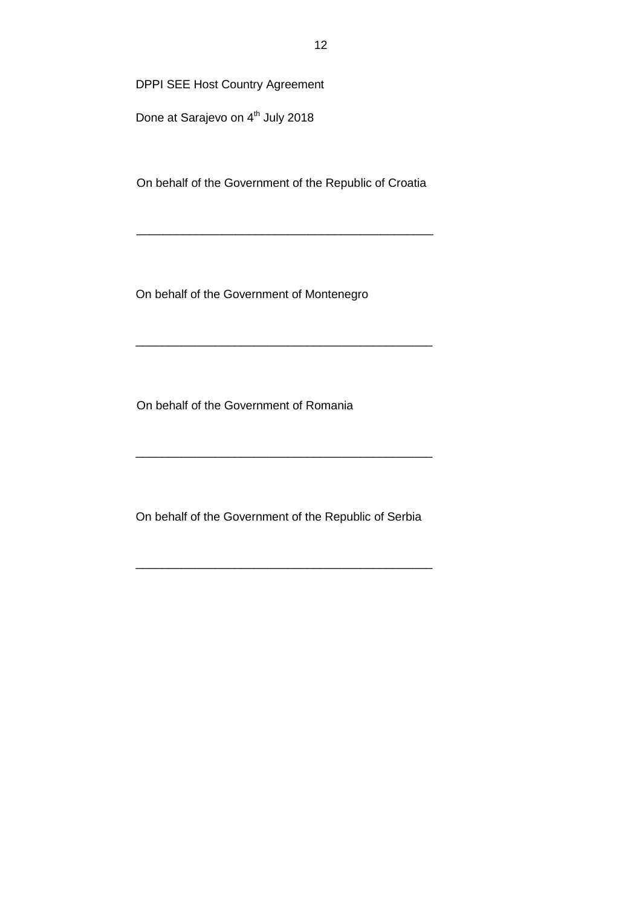DPPI SEE Host Country Agreement

Done at Sarajevo on 4th July 2018

On behalf of the Government of the Republic of Croatia

_____________________________________________

On behalf of the Government of Montenegro

_____________________________________________

On behalf of the Government of Romania

_____________________________________________

On behalf of the Government of the Republic of Serbia

_____________________________________________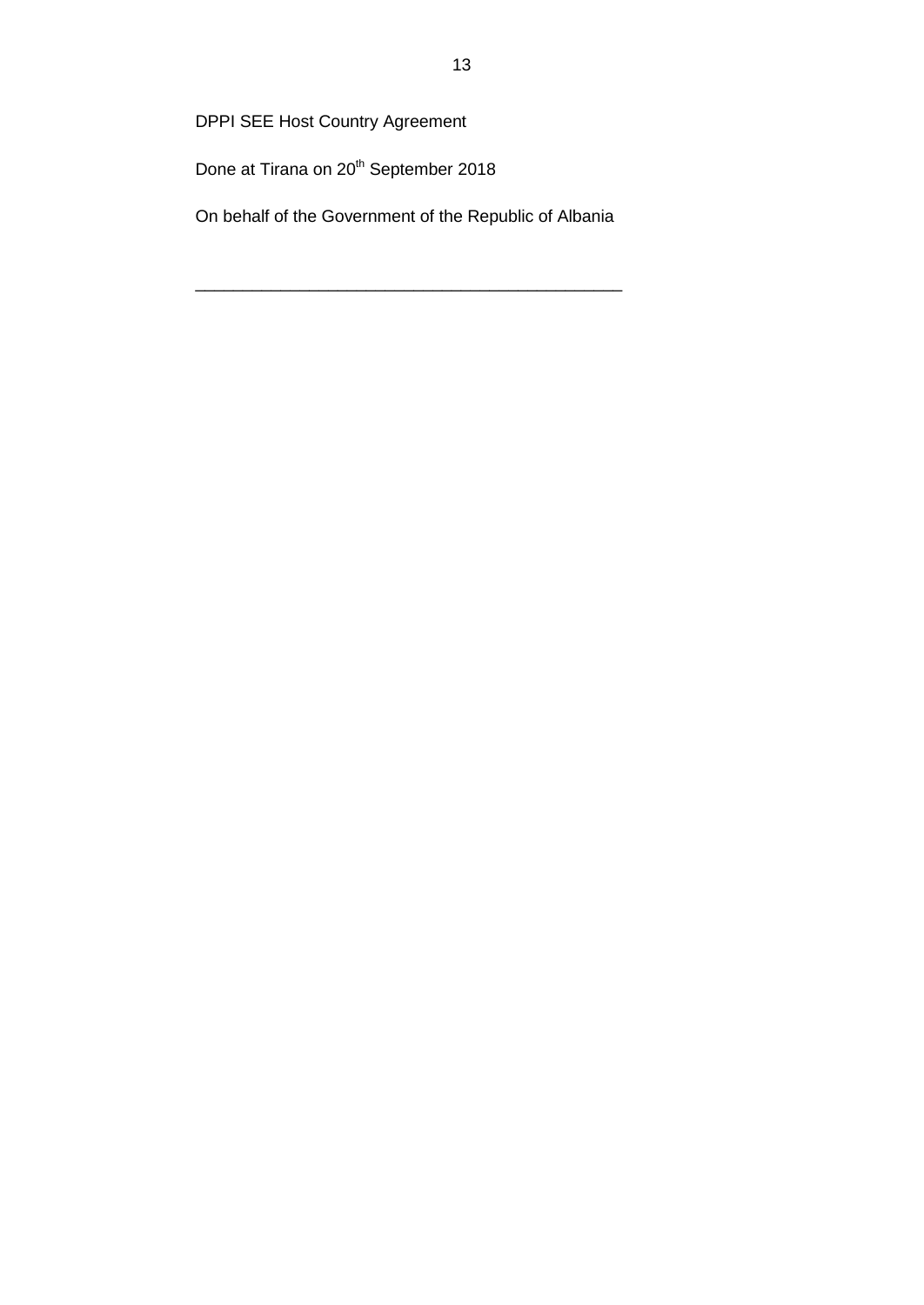DPPI SEE Host Country Agreement

Done at Tirana on 20th September 2018

On behalf of the Government of the Republic of Albania

_____________________________________________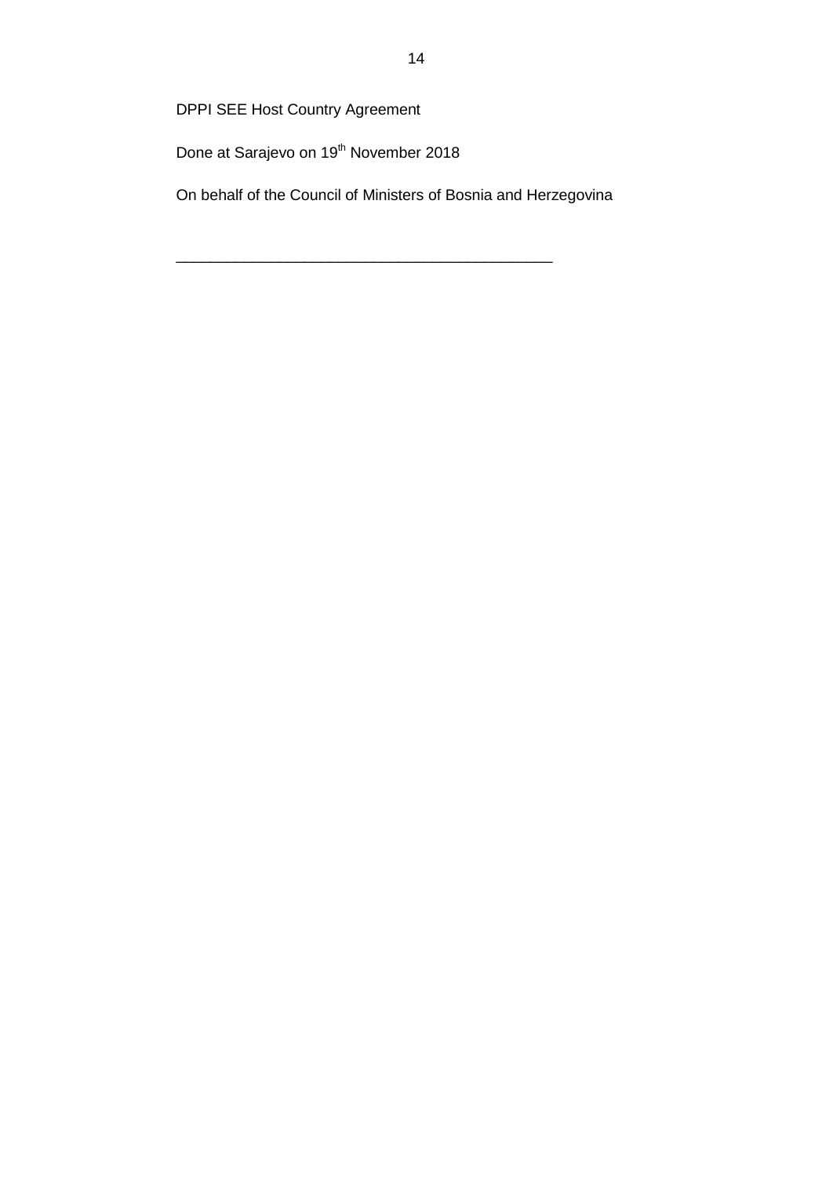DPPI SEE Host Country Agreement

Done at Sarajevo on 19th November 2018

On behalf of the Council of Ministers of Bosnia and Herzegovina

\_\_\_\_\_\_\_\_\_\_\_\_\_\_\_\_\_\_\_\_\_\_\_\_\_\_\_\_\_\_\_\_\_\_\_\_\_\_\_\_\_\_\_\_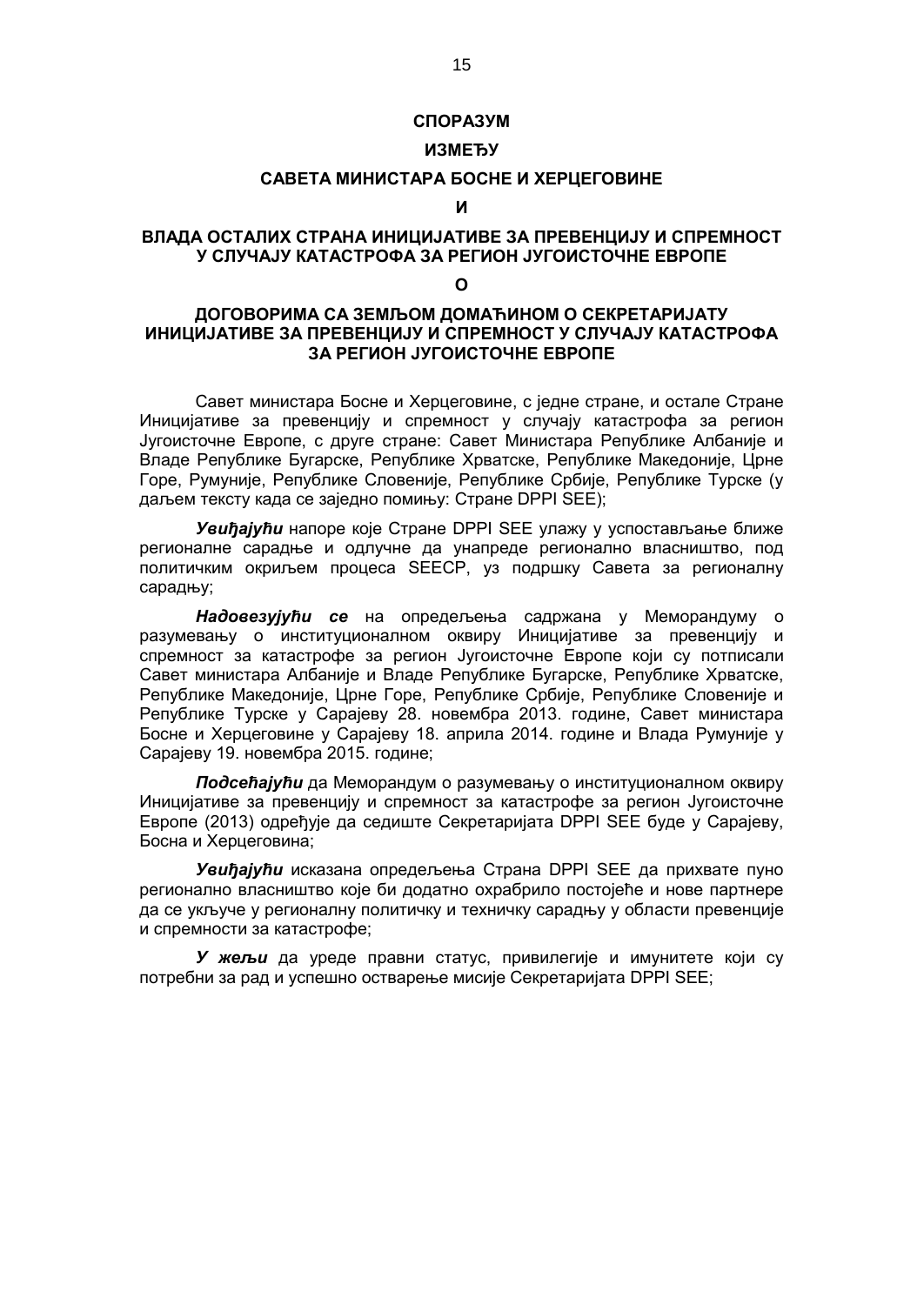**СПОРАЗУМ**

**ИЗМЕЂУ**

**САВЕТА МИНИСТАРА БОСНЕ И ХЕРЦЕГОВИНЕ**

**И**

**ВЛАДА ОСТАЛИХ СТРАНА ИНИЦИЈАТИВЕ ЗА ПРЕВЕНЦИЈУ И СПРЕМНОСТ У СЛУЧАЈУ КАТАСТРОФА ЗА РЕГИОН ЈУГОИСТОЧНЕ ЕВРОПЕ**

**О**

**ДОГОВОРИМА СА ЗЕМЉОМ ДОМАЋИНОМ О СЕКРЕТАРИЈАТУ ИНИЦИЈАТИВЕ ЗА ПРЕВЕНЦИЈУ И СПРЕМНОСТ У СЛУЧАЈУ КАТАСТРОФА ЗА РЕГИОН ЈУГОИСТОЧНЕ ЕВРОПЕ**

Савет министара Босне и Херцеговине, с једне стране, и остале Стране Иницијативе за превенцију и спремност у случају катастрофа за регион Југоисточне Европе, с друге стране: Савет Министара Републике Албаније и Владе Републике Бугарске, Републике Хрватске, Републике Македоније, Црне Горе, Румуније, Републике Словеније, Републике Србије, Републике Турске (у даљем тексту када се заједно помињу: Стране DPPI SEE);

***Увиђајући*** напоре које Стране DPPI SEE улажу у успостављање ближе регионалне сарадње и одлучне да унапреде регионално власништво, под политичким окриљем процеса SEECP, уз подршку Савета за регионалну сарадњу;

***Надовезујући се*** на опредељења садржана у Меморандуму о разумевању о институционалном оквиру Иницијативе за превенцију и спремност за катастрофе за регион Југоисточне Европе који су потписали Савет министара Албаније и Владе Републике Бугарске, Републике Хрватске, Републике Македоније, Црне Горе, Републике Србије, Републике Словеније и Републике Турске у Сарајеву 28. новембра 2013. године, Савет министара Босне и Херцеговине у Сарајеву 18. априла 2014. године и Влада Румуније у Сарајеву 19. новембра 2015. године;

***Подсећајући*** да Меморандум о разумевању о институционалном оквиру Иницијативе за превенцију и спремност за катастрофе за регион Југоисточне Европе (2013) одређује да седиште Секретаријата DPPI SEE буде у Сарајеву, Босна и Херцеговина;

***Увиђајући*** исказана опредељења Страна DPPI SEE да прихвате пуно регионално власништво које би додатно охрабрило постојеће и нове партнере да се укључе у регионалну политичку и техничку сарадњу у области превенције и спремности за катастрофе;

***У жељи*** да уреде правни статус, привилегије и имунитете који су потребни за рад и успешно остварење мисије Секретаријата DPPI SEE;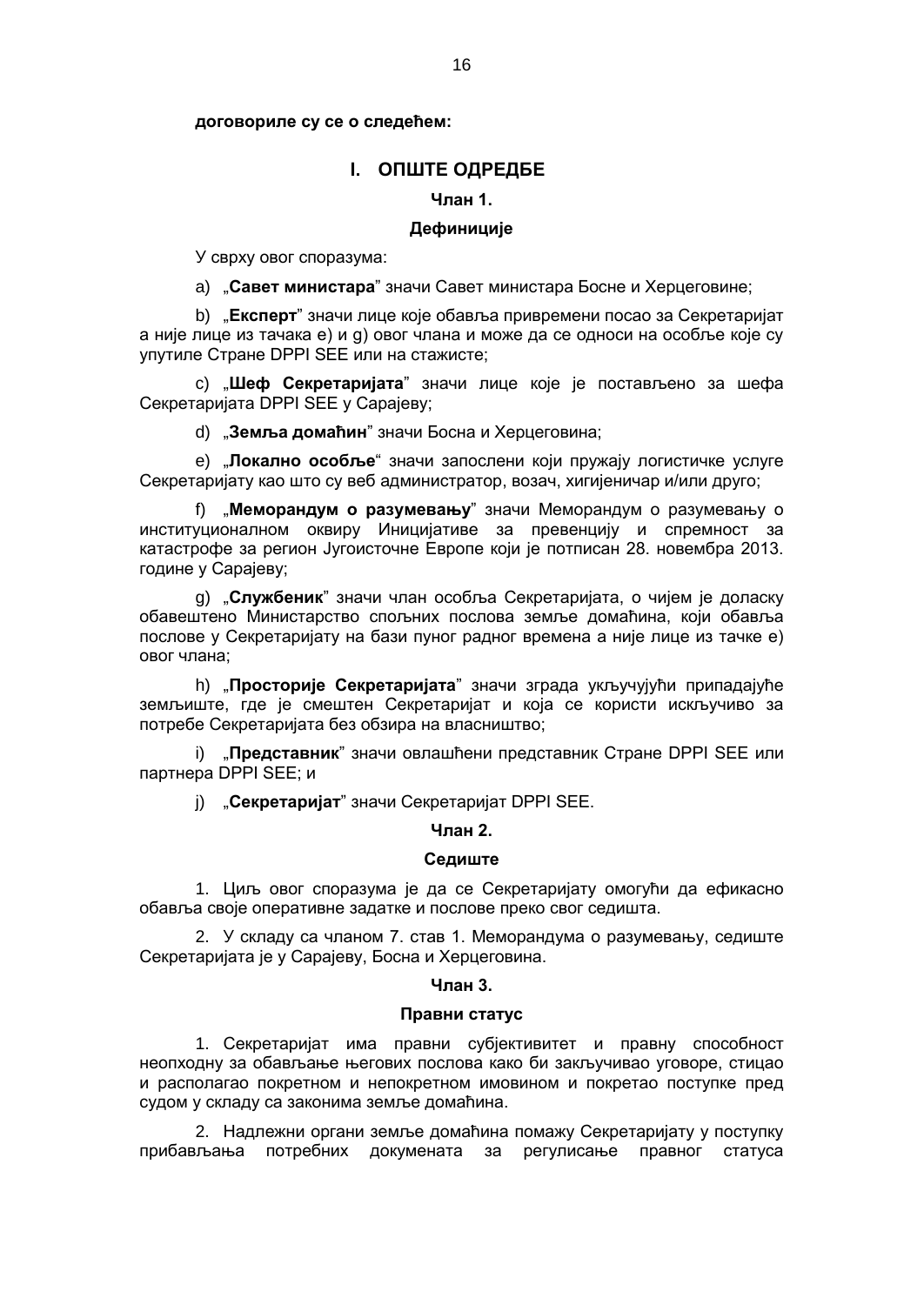**договориле су се о следећем:**

## I. ОПШТЕ ОДРЕДБЕ

### Члан 1.

### Дефиниције

У сврху овог споразума:

a) „**Савет министара**" значи Савет министара Босне и Херцеговине;

b) „**Експерт**" значи лице које обавља привремени посао за Секретаријат а није лице из тачака e) и g) овог члана и може да се односи на особље које су упутиле Стране DPPI SEE или на стажисте;

c) „**Шеф Секретаријата**" значи лице које је постављено за шефа Секретаријата DPPI SEE у Сарајеву;

d) „**Земља домаћин**" значи Босна и Херцеговина;

e) „**Локално особље**" значи запослени који пружају логистичке услуге Секретаријату као што су веб администратор, возач, хигијеничар и/или друго;

f) „**Меморандум о разумевању**" значи Меморандум о разумевању о институционалном оквиру Иницијативе за превенцију и спремност за катастрофе за регион Југоисточне Европе који је потписан 28. новембра 2013. године у Сарајеву;

g) „**Службеник**" значи члан особља Секретаријата, о чијем је доласку обавештено Министарство спољних послова земље домаћина, који обавља послове у Секретаријату на бази пуног радног времена а није лице из тачке e) овог члана;

h) „**Просторије Секретаријата**" значи зграда укључујући припадајуће земљиште, где је смештен Секретаријат и која се користи искључиво за потребе Секретаријата без обзира на власништво;

i) „**Представник**" значи овлашћени представник Стране DPPI SEE или партнера DPPI SEE; и

j) „**Секретаријат**" значи Секретаријат DPPI SEE.

### Члан 2.

### Седиште

1. Циљ овог споразума је да се Секретаријату омогући да ефикасно обавља своје оперативне задатке и послове преко свог седишта.

2. У складу са чланом 7. став 1. Меморандума о разумевању, седиште Секретаријата је у Сарајеву, Босна и Херцеговина.

### Члан 3.

### Правни статус

1. Секретаријат има правни субјективитет и правну способност неопходну за обављање његових послова како би закључивао уговоре, стицао и располагао покретном и непокретном имовином и покретао поступке пред судом у складу са законима земље домаћина.

2. Надлежни органи земље домаћина помажу Секретаријату у поступку прибављања потребних докумената за регулисање правног статуса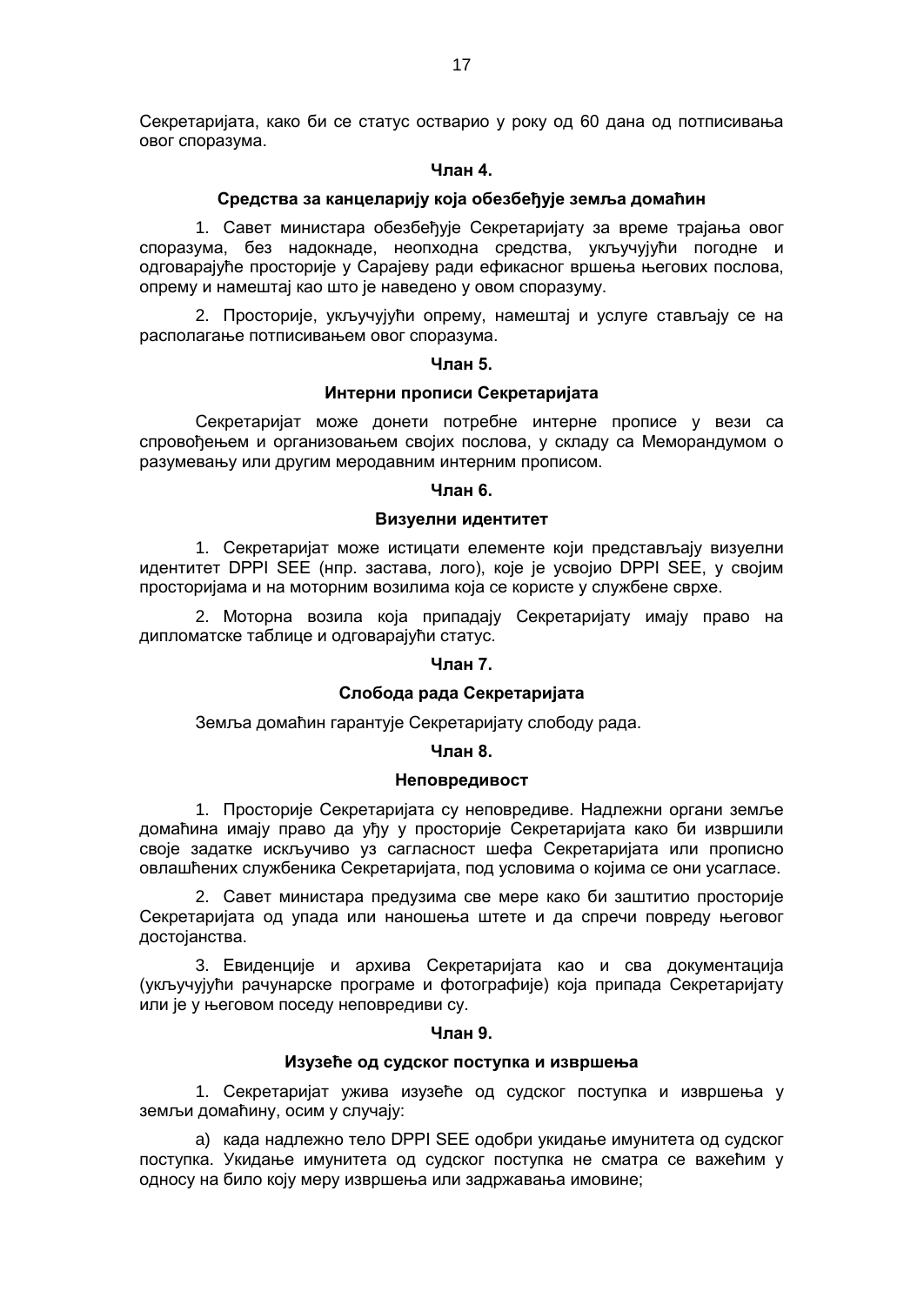Секретаријата, како би се статус остварио у року од 60 дана од потписивања овог споразума.

**Члан 4.**

**Средства за канцеларију која обезбеђује земља домаћин**

1. Савет министара обезбеђује Секретаријату за време трајања овог споразума, без надокнаде, неопходна средства, укључујући погодне и одговарајуће просторије у Сарајеву ради ефикасног вршења његових послова, опрему и намештај као што је наведено у овом споразуму.

2. Просторије, укључујући опрему, намештај и услуге стављају се на располагање потписивањем овог споразума.

**Члан 5.**

**Интерни прописи Секретаријата**

Секретаријат може донети потребне интерне прописе у вези са спровођењем и организовањем својих послова, у складу са Меморандумом о разумевању или другим меродавним интерним прописом.

**Члан 6.**

**Визуелни идентитет**

1. Секретаријат може истицати елементе који представљају визуелни идентитет DPPI SEE (нпр. застава, лого), које је усвојио DPPI SEE, у својим просторијама и на моторним возилима која се користе у службене сврхе.

2. Моторна возила која припадају Секретаријату имају право на дипломатске таблице и одговарајући статус.

**Члан 7.**

**Слобода рада Секретаријата**

Земља домаћин гарантује Секретаријату слободу рада.

**Члан 8.**

**Неповредивост**

1. Просторије Секретаријата су неповредиве. Надлежни органи земље домаћина имају право да уђу у просторије Секретаријата како би извршили своје задатке искључиво уз сагласност шефа Секретаријата или прописно овлашћених службеника Секретаријата, под условима о којима се они усагласе.

2. Савет министара предузима све мере како би заштитио просторије Секретаријата од упада или наношења штете и да спречи повреду његовог достојанства.

3. Евиденције и архива Секретаријата као и сва документација (укључујући рачунарске програме и фотографије) која припада Секретаријату или је у његовом поседу неповредиви су.

**Члан 9.**

**Изузеће од судског поступка и извршења**

1. Секретаријат ужива изузеће од судског поступка и извршења у земљи домаћину, осим у случају:

а) када надлежно тело DPPI SEE одобри укидање имунитета од судског поступка. Укидање имунитета од судског поступка не сматра се важећим у односу на било коју меру извршења или задржавања имовине;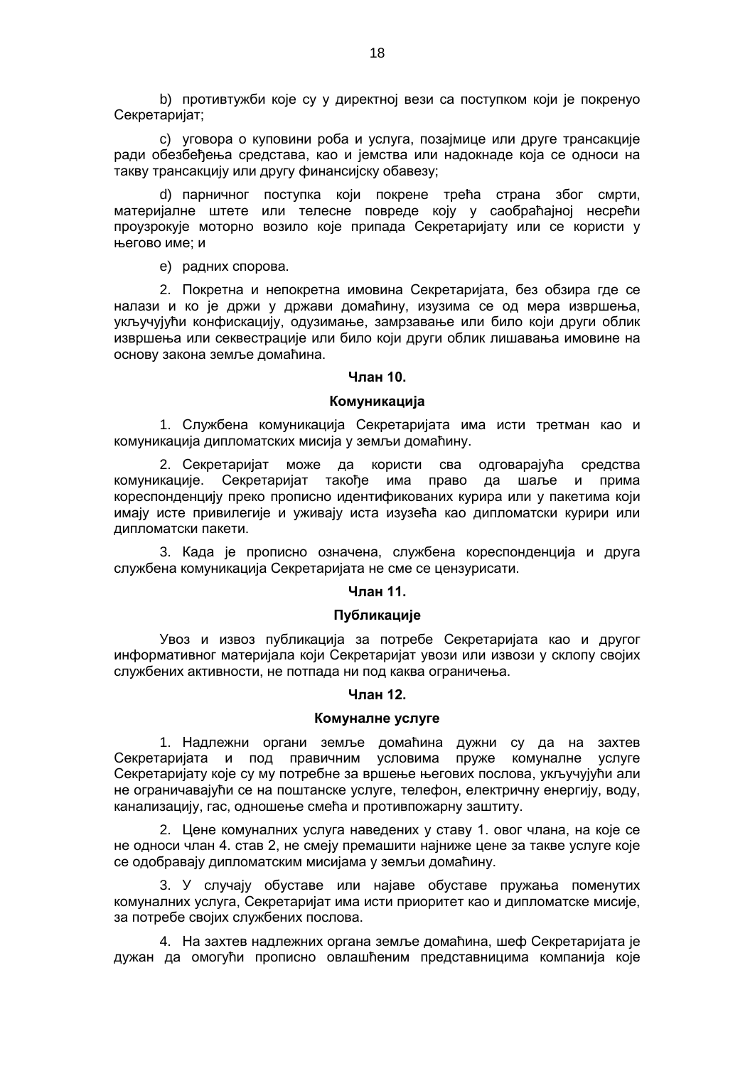b) противтужби које су у директној вези са поступком који је покренуо Секретаријат;

c) уговора о куповини роба и услуга, позајмице или друге трансакције ради обезбеђења средстава, као и јемства или надокнаде која се односи на такву трансакцију или другу финансијску обавезу;

d) парничног поступка који покрене трећа страна због смрти, материјалне штете или телесне повреде коју у саобраћајној несрећи проузрокује моторно возило које припада Секретаријату или се користи у његово име; и

e) радних спорова.

2. Покретна и непокретна имовина Секретаријата, без обзира где се налази и ко је држи у држави домаћину, изузима се од мера извршења, укључујући конфискацију, одузимање, замрзавање или било који други облик извршења или секвестрације или било који други облик лишавања имовине на основу закона земље домаћина.

**Члан 10.**

**Комуникација**

1. Службена комуникација Секретаријата има исти третман као и комуникација дипломатских мисија у земљи домаћину.

2. Секретаријат може да користи сва одговарајућа средства комуникације. Секретаријат такође има право да шаље и прима кореспонденцију преко прописно идентификованих курира или у пакетима који имају исте привилегије и уживају иста изузећа као дипломатски курири или дипломатски пакети.

3. Када је прописно означена, службена кореспонденција и друга службена комуникација Секретаријата не сме се цензурисати.

**Члан 11.**

**Публикације**

Увоз и извоз публикација за потребе Секретаријата као и другог информативног материјала који Секретаријат увози или извози у склопу својих службених активности, не потпада ни под каква ограничења.

**Члан 12.**

**Комуналне услуге**

1. Надлежни органи земље домаћина дужни су да на захтев Секретаријата и под правичним условима пруже комуналне услуге Секретаријату које су му потребне за вршење његових послова, укључујући али не ограничавајући се на поштанске услуге, телефон, електричну енергију, воду, канализацију, гас, одношење смећа и противпожарну заштиту.

2. Цене комуналних услуга наведених у ставу 1. овог члана, на које се не односи члан 4. став 2, не смеју премашити најниже цене за такве услуге које се одобравају дипломатским мисијама у земљи домаћину.

3. У случају обуставе или најаве обуставе пружања поменутих комуналних услуга, Секретаријат има исти приоритет као и дипломатске мисије, за потребе својих службених послова.

4. На захтев надлежних органа земље домаћина, шеф Секретаријата је дужан да омогући прописно овлашћеним представницима компанија које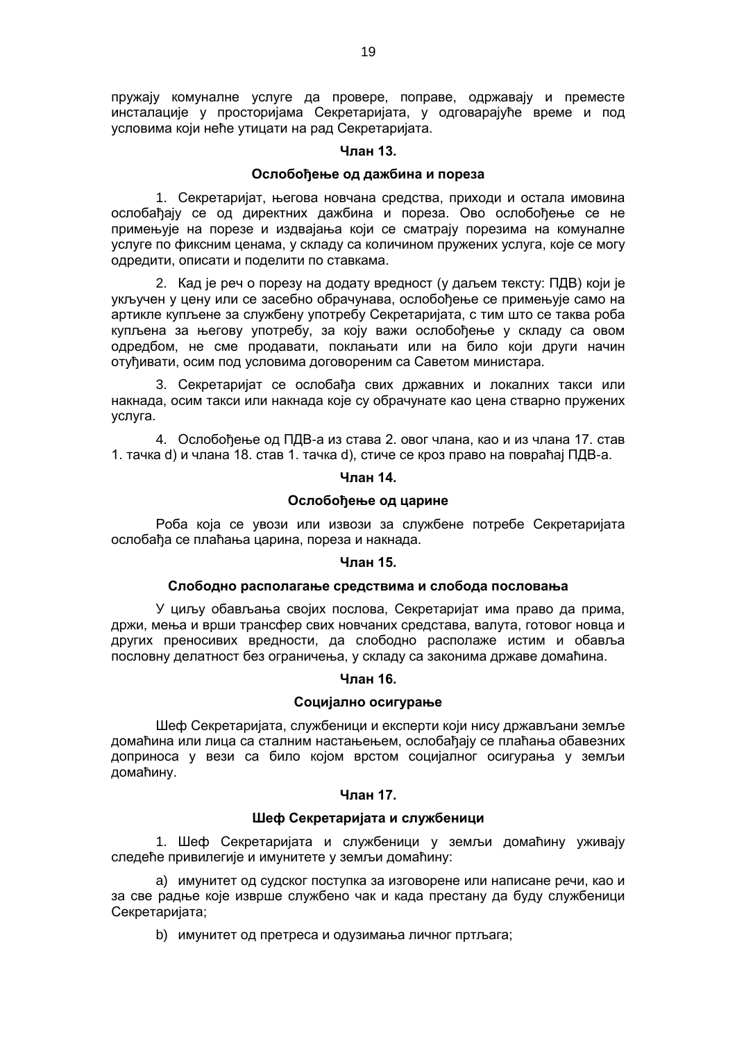пружају комуналне услуге да провере, поправе, одржавају и преместе инсталације у просторијама Секретаријата, у одговарајуће време и под условима који неће утицати на рад Секретаријата.

**Члан 13.**

**Ослобођење од дажбина и пореза**

1. Секретаријат, његова новчана средства, приходи и остала имовина ослобађају се од директних дажбина и пореза. Ово ослобођење се не примењује на порезе и издвајања који се сматрају порезима на комуналне услуге по фиксним ценама, у складу са количином пружених услуга, које се могу одредити, описати и поделити по ставкама.

2. Кад је реч о порезу на додату вредност (у даљем тексту: ПДВ) који је укључен у цену или се засебно обрачунава, ослобођење се примењује само на артикле купљене за службену употребу Секретаријата, с тим што се таква роба купљена за његову употребу, за коју важи ослобођење у складу са овом одредбом, не сме продавати, поклањати или на било који други начин отуђивати, осим под условима договореним са Саветом министара.

3. Секретаријат се ослобађа свих државних и локалних такси или накнада, осим такси или накнада које су обрачунате као цена стварно пружених услуга.

4. Ослобођење од ПДВ-а из става 2. овог члана, као и из члана 17. став 1. тачка d) и члана 18. став 1. тачка d), стиче се кроз право на повраћај ПДВ-а.

**Члан 14.**

**Ослобођење од царине**

Роба која се увози или извози за службене потребе Секретаријата ослобађа се плаћања царина, пореза и накнада.

**Члан 15.**

**Слободно располагање средствима и слобода пословања**

У циљу обављања својих послова, Секретаријат има право да прима, држи, мења и врши трансфер свих новчаних средстава, валута, готовог новца и других преносивих вредности, да слободно располаже истим и обавља пословну делатност без ограничења, у складу са законима државе домаћина.

**Члан 16.**

**Социјално осигурање**

Шеф Секретаријата, службеници и експерти који нису држављани земље домаћина или лица са сталним настањењем, ослобађају се плаћања обавезних доприноса у вези са било којом врстом социјалног осигурања у земљи домаћину.

**Члан 17.**

**Шеф Секретаријата и службеници**

1. Шеф Секретаријата и службеници у земљи домаћину уживају следеће привилегије и имунитете у земљи домаћину:

a) имунитет од судског поступка за изговорене или написане речи, као и за све радње које изврше службено чак и када престану да буду службеници Секретаријата;

b) имунитет од претреса и одузимања личног пртљага;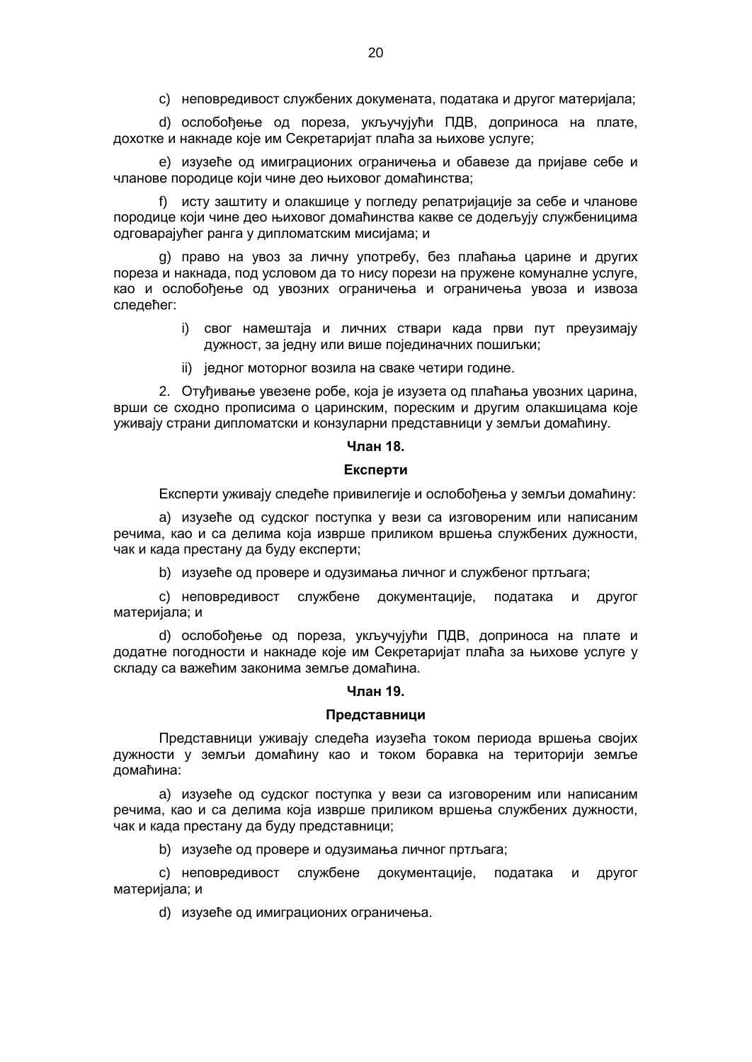c) неповредивост службених докумената, података и другог материјала;

d) ослобођење од пореза, укључујући ПДВ, доприноса на плате, дохотке и накнаде које им Секретаријат плаћа за њихове услуге;

e) изузеће од имиграционих ограничења и обавезе да пријаве себе и чланове породице који чине део њиховог домаћинства;

f) исту заштиту и олакшице у погледу репатријације за себе и чланове породице који чине део њиховог домаћинства какве се додељују службеницима одговарајућег ранга у дипломатским мисијама; и

g) право на увоз за личну употребу, без плаћања царине и других пореза и накнада, под условом да то нису порези на пружене комуналне услуге, као и ослобођење од увозних ограничења и ограничења увоза и извоза следећег:

i) свог намештаја и личних ствари када први пут преузимају дужност, за једну или више појединачних пошиљки;

ii) једног моторног возила на сваке четири године.

2. Отуђивање увезене робе, која је изузета од плаћања увозних царина, врши се сходно прописима о царинским, пореским и другим олакшицама које уживају страни дипломатски и конзуларни представници у земљи домаћину.

### Члан 18.

### Експерти

Експерти уживају следеће привилегије и ослобођења у земљи домаћину:

a) изузеће од судског поступка у вези са изговореним или написаним речима, као и са делима која изврше приликом вршења службених дужности, чак и када престану да буду експерти;

b) изузеће од провере и одузимања личног и службеног пртљага;

c) неповредивост службене документације, података и другог материјала; и

d) ослобођење од пореза, укључујући ПДВ, доприноса на плате и додатне погодности и накнаде које им Секретаријат плаћа за њихове услуге у складу са важећим законима земље домаћина.

### Члан 19.

### Представници

Представници уживају следећа изузећа током периода вршења својих дужности у земљи домаћину као и током боравка на територији земље домаћина:

a) изузеће од судског поступка у вези са изговореним или написаним речима, као и са делима која изврше приликом вршења службених дужности, чак и када престану да буду представници;

b) изузеће од провере и одузимања личног пртљага;

c) неповредивост службене документације, података и другог материјала; и

d) изузеће од имиграционих ограничења.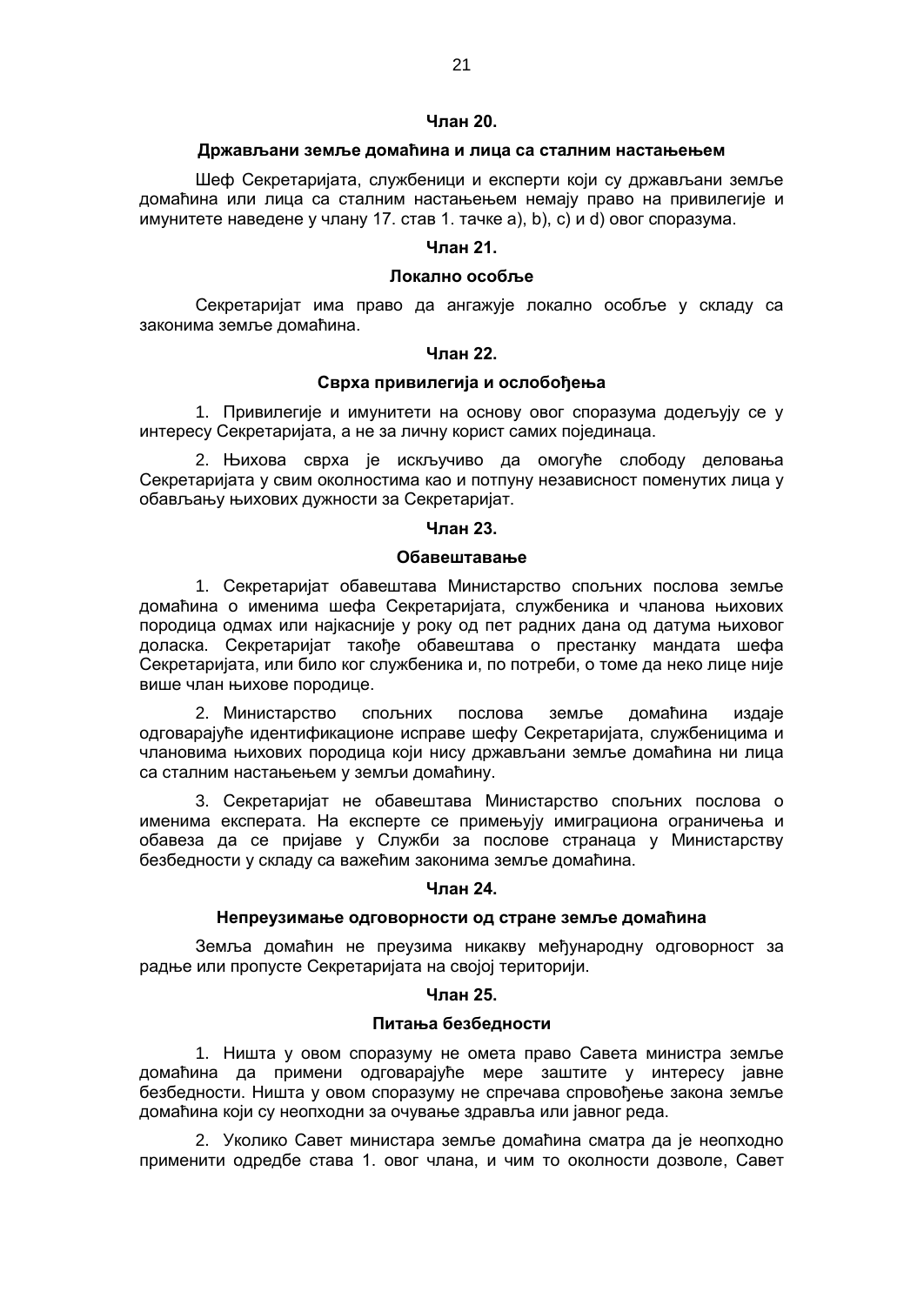**Члан 20.**

**Држављани земље домаћина и лица са сталним настањењем**

Шеф Секретаријата, службеници и експерти који су држављани земље домаћина или лица са сталним настањењем немају право на привилегије и имунитете наведене у члану 17. став 1. тачке а), b), c) и d) овог споразума.

**Члан 21.**

**Локално особље**

Секретаријат има право да ангажује локално особље у складу са законима земље домаћина.

**Члан 22.**

**Сврха привилегија и ослобођења**

1. Привилегије и имунитети на основу овог споразума додељују се у интересу Секретаријата, а не за личну корист самих појединаца.

2. Њихова сврха је искључиво да омогуће слободу деловања Секретаријата у свим околностима као и потпуну независност поменутих лица у обављању њихових дужности за Секретаријат.

**Члан 23.**

**Обавештавање**

1. Секретаријат обавештава Министарство спољних послова земље домаћина о именима шефа Секретаријата, службеника и чланова њихових породица одмах или најкасније у року од пет радних дана од датума њиховог доласка. Секретаријат такође обавештава о престанку мандата шефа Секретаријата, или било ког службеника и, по потреби, о томе да неко лице није више члан њихове породице.

2. Министарство спољних послова земље домаћина издаје одговарајуће идентификационе исправе шефу Секретаријата, службеницима и члановима њихових породица који нису држављани земље домаћина ни лица са сталним настањењем у земљи домаћину.

3. Секретаријат не обавештава Министарство спољних послова о именима експерата. На експерте се примењују имиграциона ограничења и обавеза да се пријаве у Служби за послове странаца у Министарству безбедности у складу са важећим законима земље домаћина.

**Члан 24.**

**Непреузимање одговорности од стране земље домаћина**

Земља домаћин не преузима никакву међународну одговорност за радње или пропусте Секретаријата на својој територији.

**Члан 25.**

**Питања безбедности**

1. Ништа у овом споразуму не омета право Савета министра земље домаћина да примени одговарајуће мере заштите у интересу јавне безбедности. Ништа у овом споразуму не спречава спровођење закона земље домаћина који су неопходни за очување здравља или јавног реда.

2. Уколико Савет министара земље домаћина сматра да је неопходно применити одредбе става 1. овог члана, и чим то околности дозволе, Савет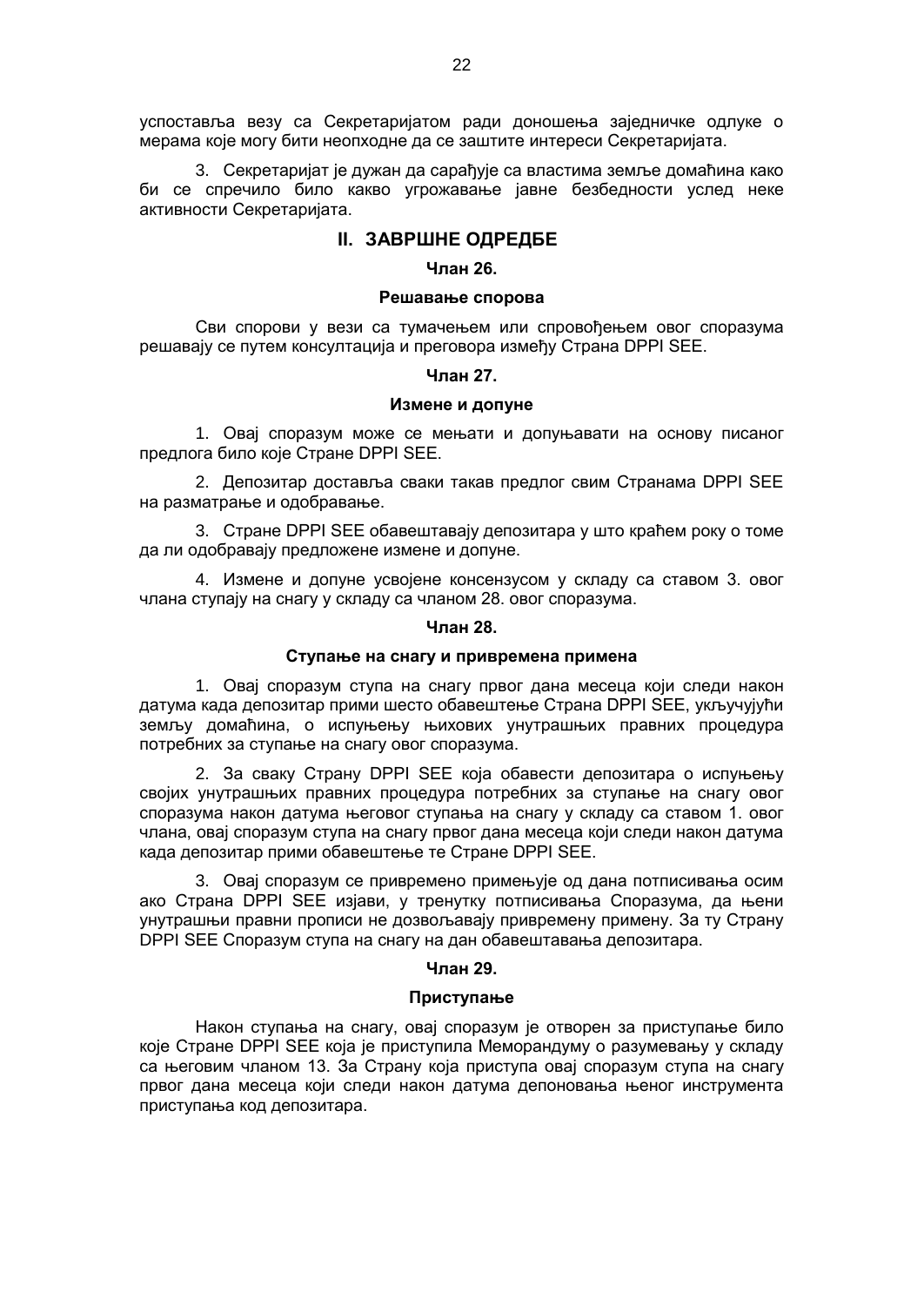успоставља везу са Секретаријатом ради доношења заједничке одлуке о мерама које могу бити неопходне да се заштите интереси Секретаријата.

3. Секретаријат је дужан да сарађује са властима земље домаћина како би се спречило било какво угрожавање јавне безбедности услед неке активности Секретаријата.

## II. ЗАВРШНЕ ОДРЕДБЕ

### Члан 26.

### Решавање спорова

Сви спорови у вези са тумачењем или спровођењем овог споразума решавају се путем консултација и преговора између Страна DPPI SEE.

### Члан 27.

### Измене и допуне

1. Овај споразум може се мењати и допуњавати на основу писаног предлога било које Стране DPPI SEE.

2. Депозитар доставља сваки такав предлог свим Странама DPPI SEE на разматрање и одобравање.

3. Стране DPPI SEE обавештавају депозитара у што краћем року о томе да ли одобравају предложене измене и допуне.

4. Измене и допуне усвојене консензусом у складу са ставом 3. овог члана ступају на снагу у складу са чланом 28. овог споразума.

### Члан 28.

### Ступање на снагу и привремена примена

1. Овај споразум ступа на снагу првог дана месеца који следи након датума када депозитар прими шесто обавештење Страна DPPI SEE, укључујући земљу домаћина, о испуњењу њихових унутрашњих правних процедура потребних за ступање на снагу овог споразума.

2. За сваку Страну DPPI SEE која обавести депозитара о испуњењу својих унутрашњих правних процедура потребних за ступање на снагу овог споразума након датума његовог ступања на снагу у складу са ставом 1. овог члана, овај споразум ступа на снагу првог дана месеца који следи након датума када депозитар прими обавештење те Стране DPPI SEE.

3. Овај споразум се привремено примењује од дана потписивања осим ако Страна DPPI SEE изјави, у тренутку потписивања Споразума, да њени унутрашњи правни прописи не дозвољавају привремену примену. За ту Страну DPPI SEE Споразум ступа на снагу на дан обавештавања депозитара.

### Члан 29.

### Приступање

Након ступања на снагу, овај споразум је отворен за приступање било које Стране DPPI SEE која је приступила Меморандуму о разумевању у складу са његовим чланом 13. За Страну која приступа овај споразум ступа на снагу првог дана месеца који следи након датума депоновања њеног инструмента приступања код депозитара.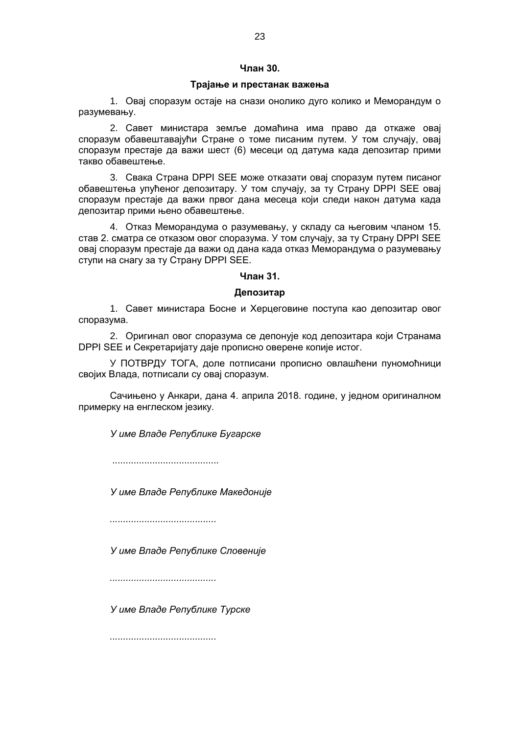**Члан 30.**

**Трајање и престанак важења**

1. Овај споразум остаје на снази онолико дуго колико и Меморандум о разумевању.

2. Савет министара земље домаћина има право да откаже овај споразум обавештавајући Стране о томе писаним путем. У том случају, овај споразум престаје да важи шест (6) месеци од датума када депозитар прими такво обавештење.

3. Свака Страна DPPI SEE може отказати овај споразум путем писаног обавештења упућеног депозитару. У том случају, за ту Страну DPPI SEE овај споразум престаје да важи првог дана месеца који следи након датума када депозитар прими њено обавештење.

4. Отказ Меморандума о разумевању, у складу са његовим чланом 15. став 2. сматра се отказом овог споразума. У том случају, за ту Страну DPPI SEE овај споразум престаје да важи од дана када отказ Меморандума о разумевању ступи на снагу за ту Страну DPPI SEE.

**Члан 31.**

**Депозитар**

1. Савет министара Босне и Херцеговине поступа као депозитар овог споразума.

2. Оригинал овог споразума се депонује код депозитара који Странама DPPI SEE и Секретаријату даје прописно оверене копије истог.

У ПОТВРДУ ТОГА, доле потписани прописно овлашћени пуномоћници својих Влада, потписали су овај споразум.

Сачињено у Анкари, дана 4. априла 2018. године, у једном оригиналном примерку на енглеском језику.

*У име Владе Републике Бугарске*

........................................

*У име Владе Републике Македоније*

........................................

*У име Владе Републике Словеније*

........................................

*У име Владе Републике Турске*

........................................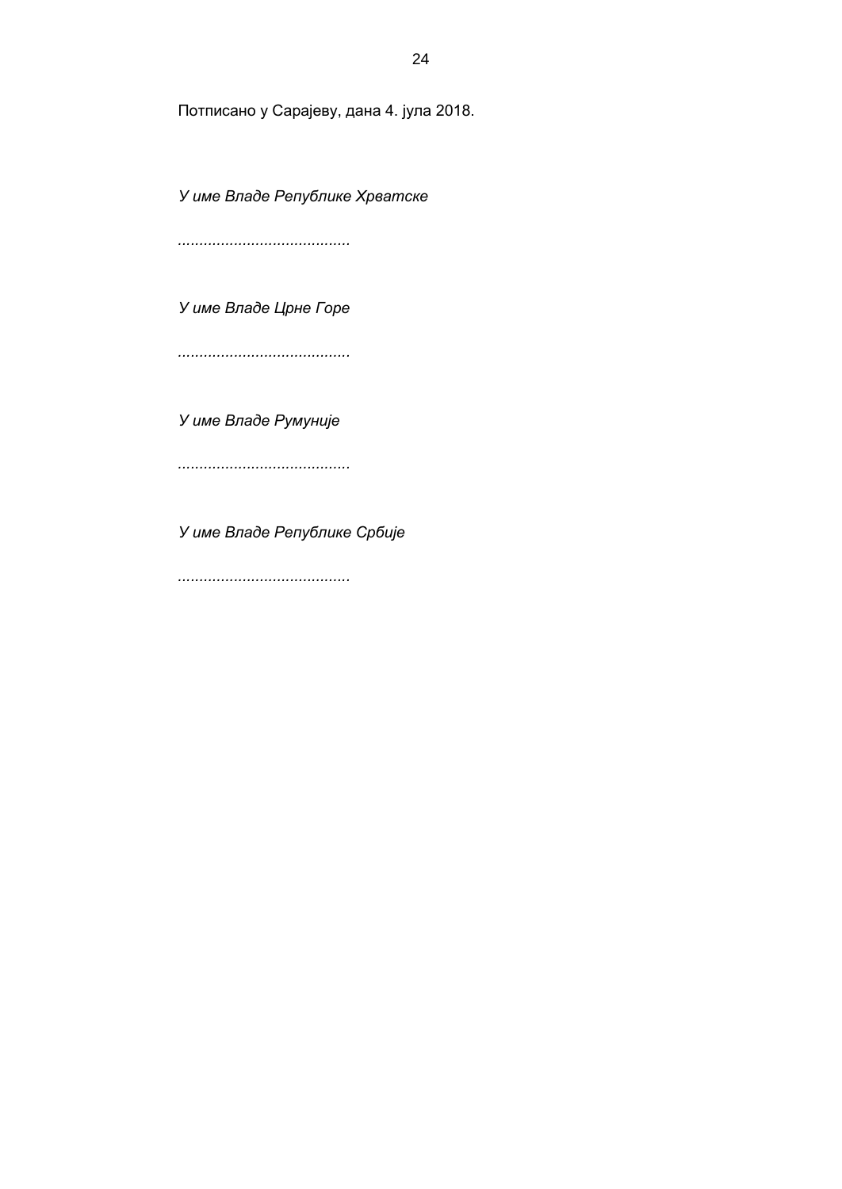Потписано у Сарајеву, дана 4. јула 2018.

*У име Владе Републике Хрватске*

*.......................................*

*У име Владе Црне Горе*

*.......................................*

*У име Владе Румуније*

*.......................................*

*У име Владе Републике Србије*

*.......................................*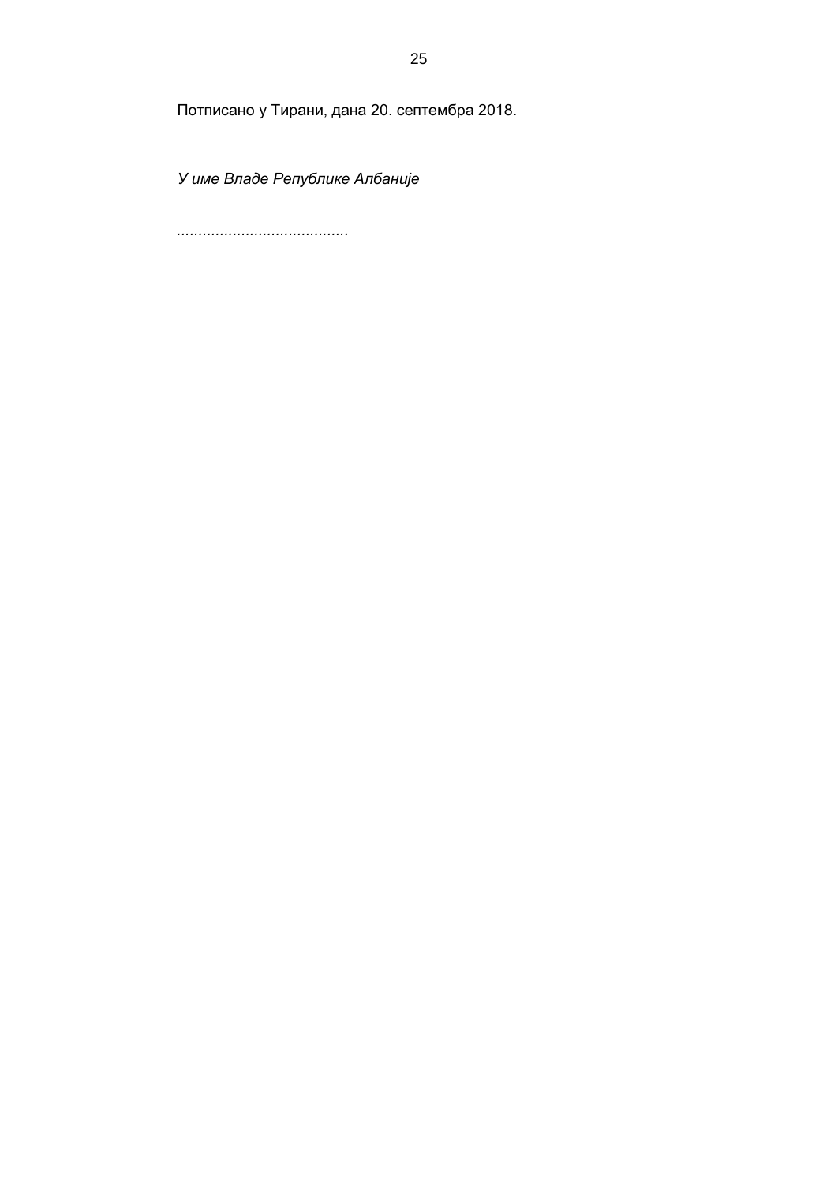Потписано у Тирани, дана 20. септембра 2018.

*У име Владе Републике Албаније*

.......................................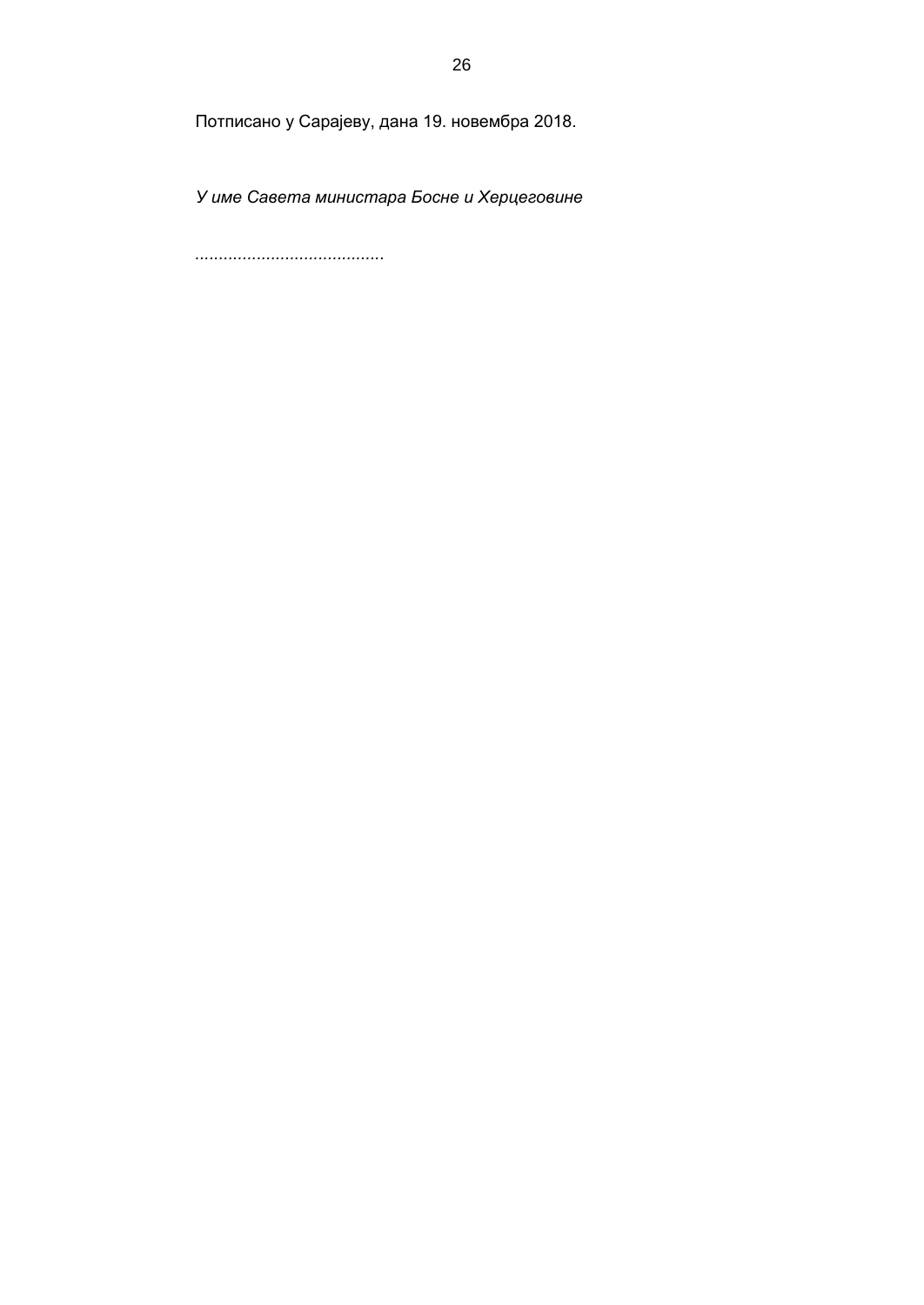Потписано у Сарајеву, дана 19. новембра 2018.

*У име Савета министара Босне и Херцеговине*

*.......................................*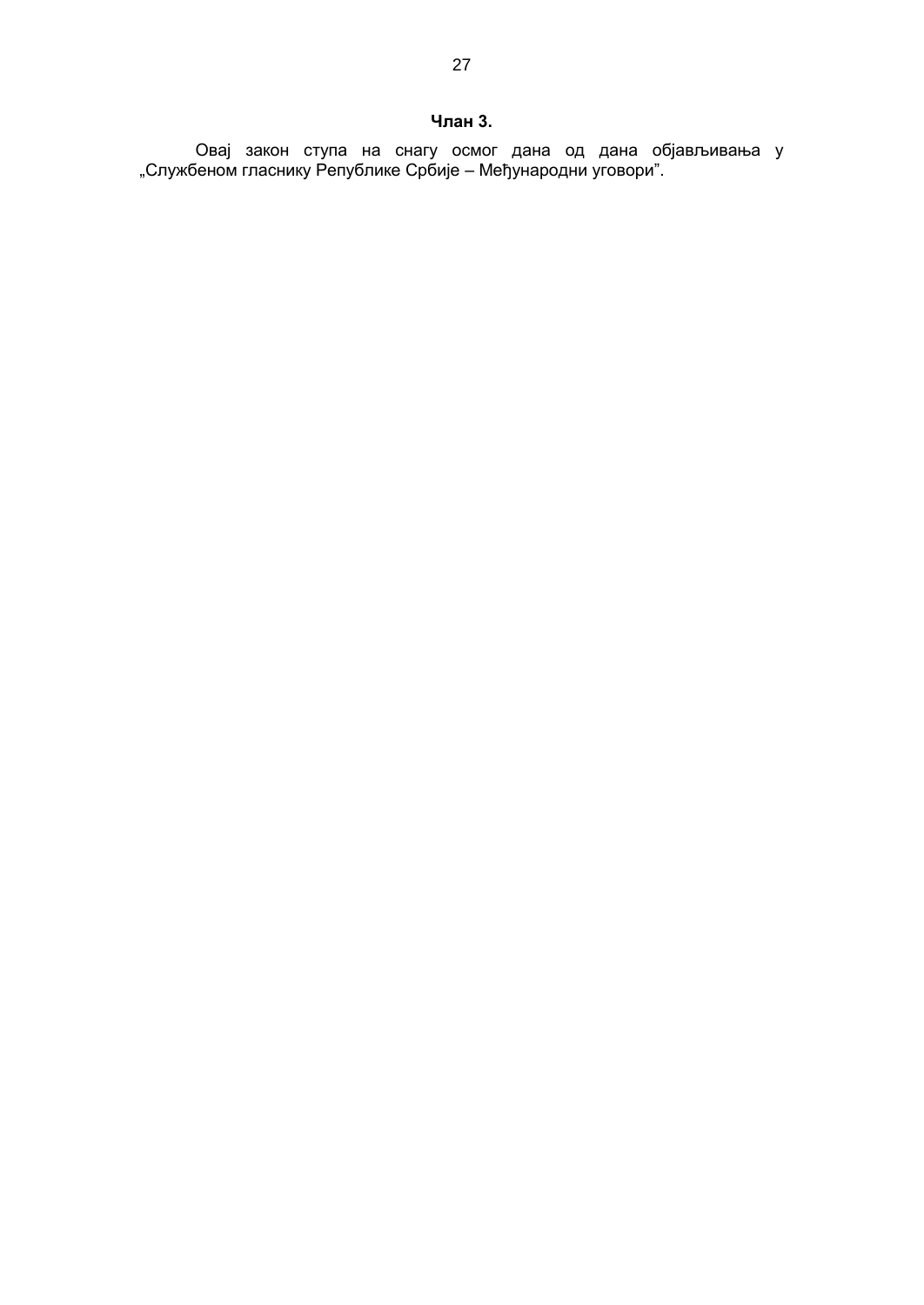**Члан 3.**

Овај закон ступа на снагу осмог дана од дана објављивања у „Службеном гласнику Републике Србије – Међународни уговори”.